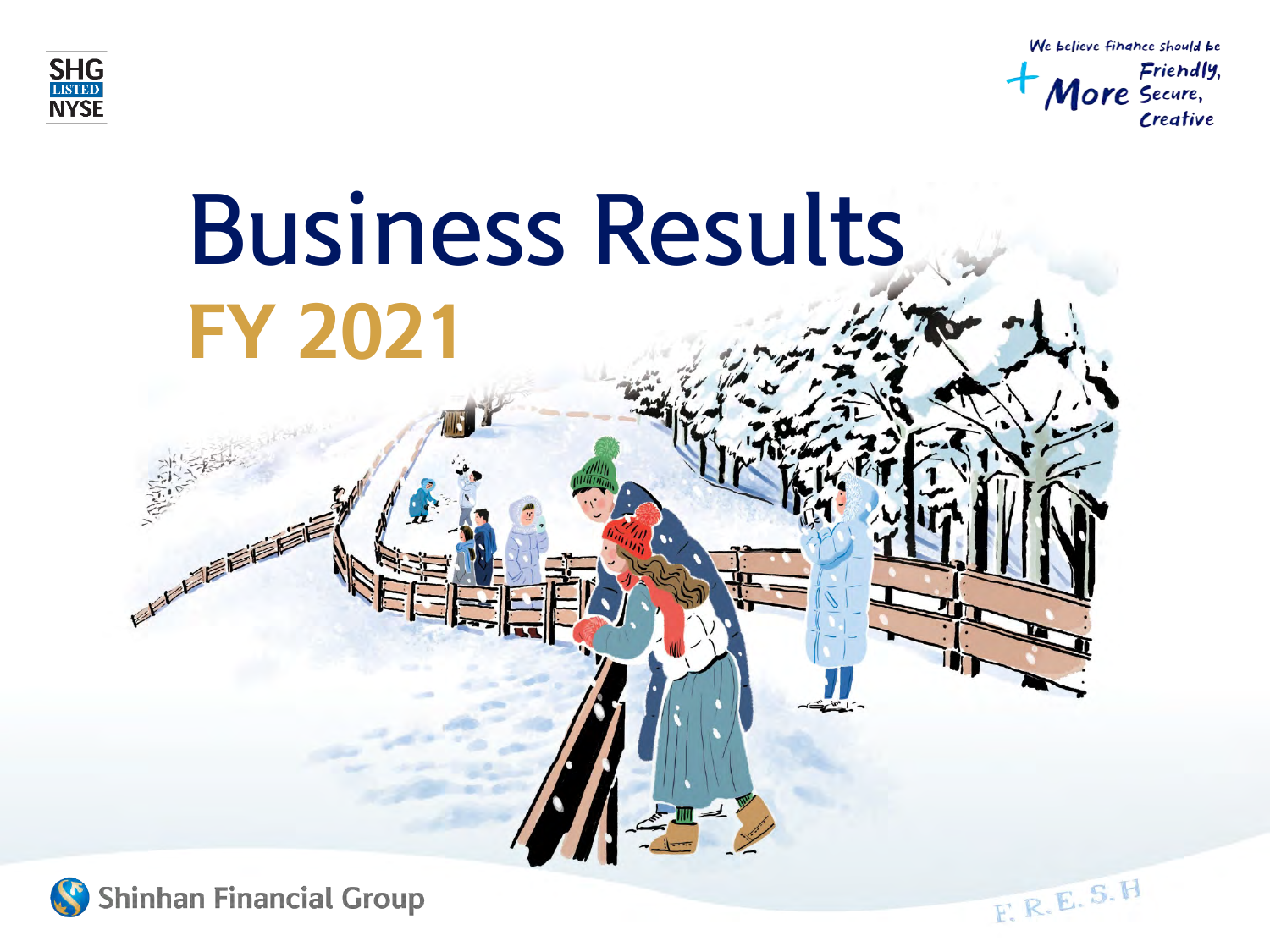SHG LISTED NYSE

We believe finance should be + More Friendly, Secure, Creative

# Business Results

## FY 2021

Shinhan Financial Group

F. R. E. S. H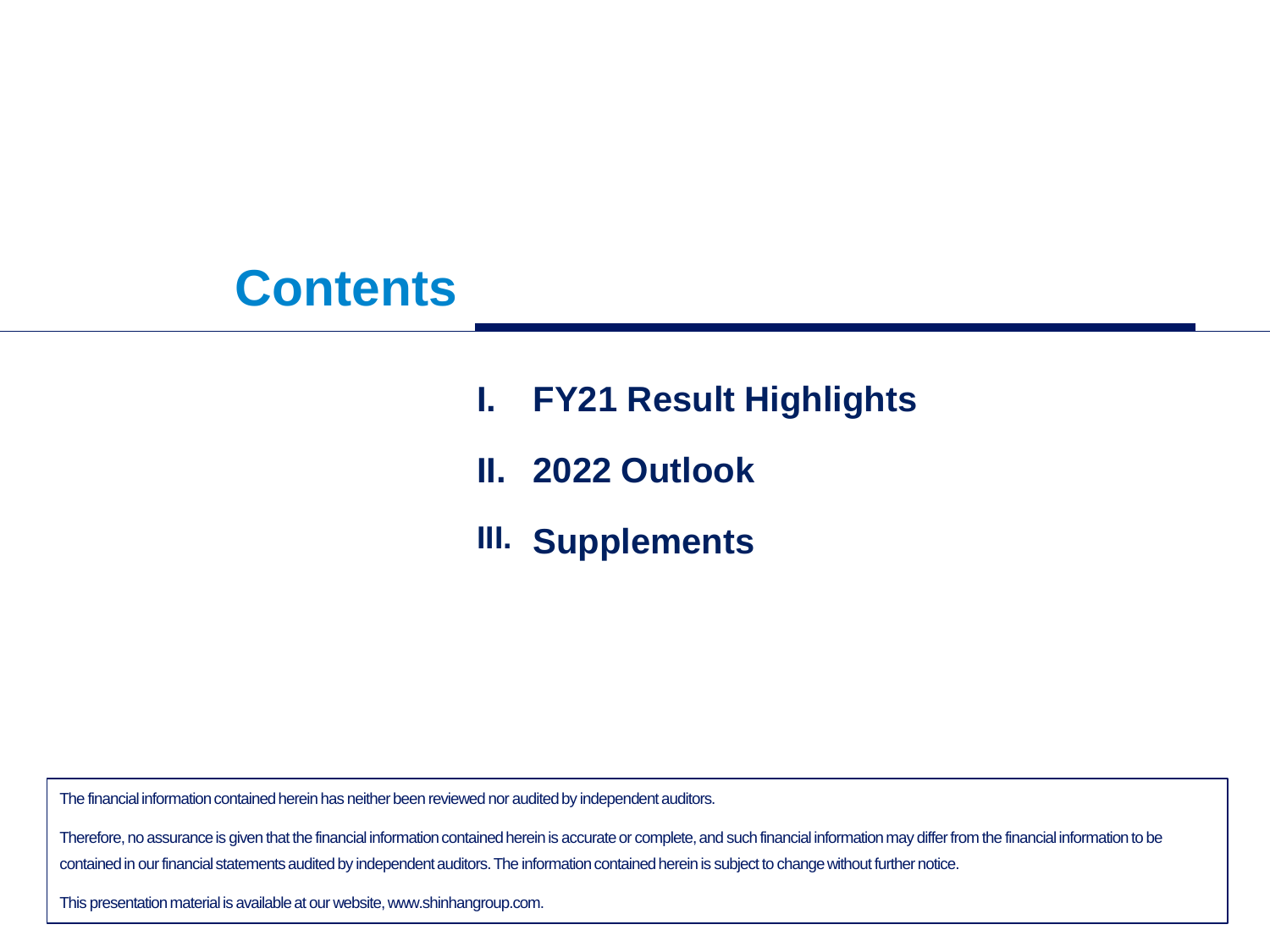# Contents

I. FY21 Result Highlights

II. 2022 Outlook

III. Supplements

The financial information contained herein has neither been reviewed nor audited by independent auditors.

Therefore, no assurance is given that the financial information contained herein is accurate or complete, and such financial information may differ from the financial information to be contained in our financial statements audited by independent auditors. The information contained herein is subject to change without further notice.

This presentation material is available at our website, www.shinhangroup.com.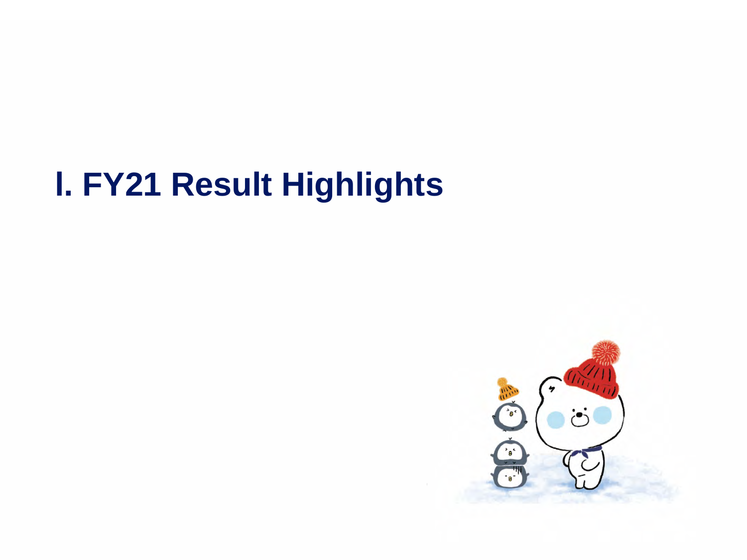# I. FY21 Result Highlights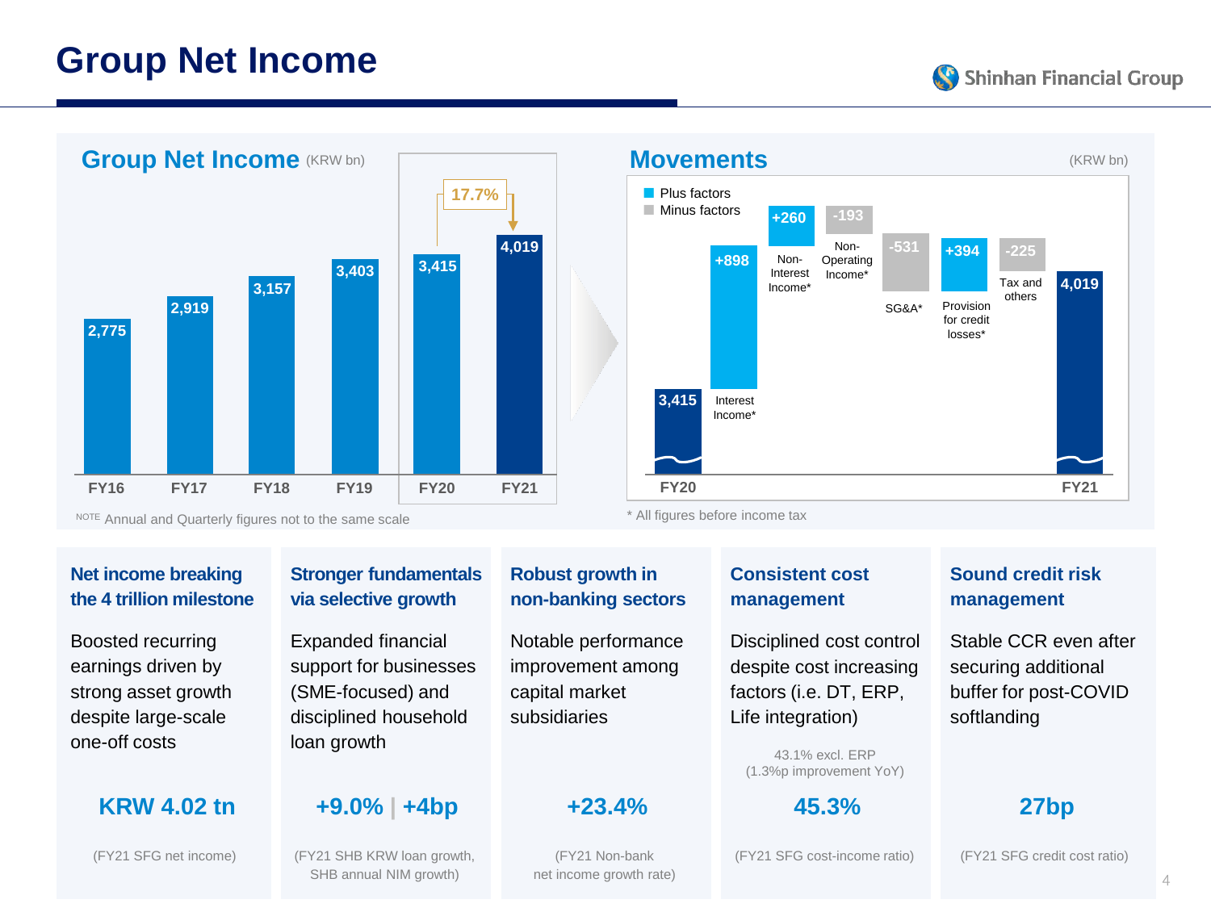# Group Net Income

## Group Net Income (KRW bn)

| FY16 | FY17 | FY18 | FY19 | FY20 | FY21 |
|---|---|---|---|---|---|
| 2,775 | 2,919 | 3,157 | 3,403 | 3,415 | 4,019 |

17.7% (FY20 → FY21)

NOTE Annual and Quarterly figures not to the same scale

## Movements

(KRW bn)

| Item | Amount |
|---|---|
| FY20 | 3,415 |
| Interest Income* | +898 |
| Non-Interest Income* | +260 |
| Non-Operating Income* | -193 |
| SG&A* | -531 |
| Provision for credit losses* | +394 |
| Tax and others | -225 |
| FY21 | 4,019 |

Plus factors: Interest Income*, Non-Interest Income*, Provision for credit losses*
Minus factors: Non-Operating Income*, SG&A*, Tax and others

\* All figures before income tax

### Net income breaking the 4 trillion milestone

Boosted recurring earnings driven by strong asset growth despite large-scale one-off costs

**KRW 4.02 tn**

(FY21 SFG net income)

### Stronger fundamentals via selective growth

Expanded financial support for businesses (SME-focused) and disciplined household loan growth

**+9.0% | +4bp**

(FY21 SHB KRW loan growth, SHB annual NIM growth)

### Robust growth in non-banking sectors

Notable performance improvement among capital market subsidiaries

**+23.4%**

(FY21 Non-bank net income growth rate)

### Consistent cost management

Disciplined cost control despite cost increasing factors (i.e. DT, ERP, Life integration)

43.1% excl. ERP (1.3%p improvement YoY)

**45.3%**

(FY21 SFG cost-income ratio)

### Sound credit risk management

Stable CCR even after securing additional buffer for post-COVID softlanding

**27bp**

(FY21 SFG credit cost ratio)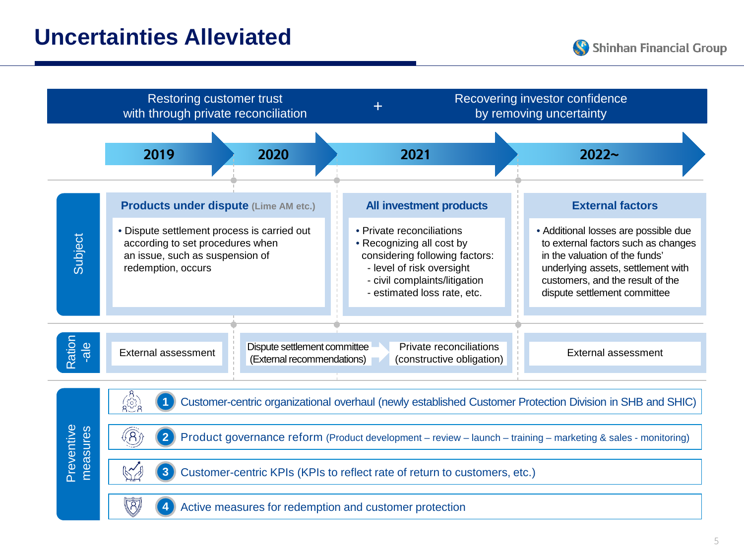# Uncertainties Alleviated

**Restoring customer trust with through private reconciliation** + **Recovering investor confidence by removing uncertainty**

| | 2019 | 2020 | 2021 | 2022~ |
|---|---|---|---|---|
| **Subject** | **Products under dispute** (Lime AM etc.)<br>• Dispute settlement process is carried out according to set procedures when an issue, such as suspension of redemption, occurs | | **All investment products**<br>• Private reconciliations<br>• Recognizing all cost by considering following factors:<br>- level of risk oversight<br>- civil complaints/litigation<br>- estimated loss rate, etc. | **External factors**<br>• Additional losses are possible due to external factors such as changes in the valuation of the funds' underlying assets, settlement with customers, and the result of the dispute settlement committee |
| **Rationale** | External assessment | Dispute settlement committee (External recommendations) → | Private reconciliations (constructive obligation) | External assessment |

**Preventive measures**

1. Customer-centric organizational overhaul (newly established Customer Protection Division in SHB and SHIC)
2. Product governance reform (Product development – review – launch – training – marketing & sales - monitoring)
3. Customer-centric KPIs (KPIs to reflect rate of return to customers, etc.)
4. Active measures for redemption and customer protection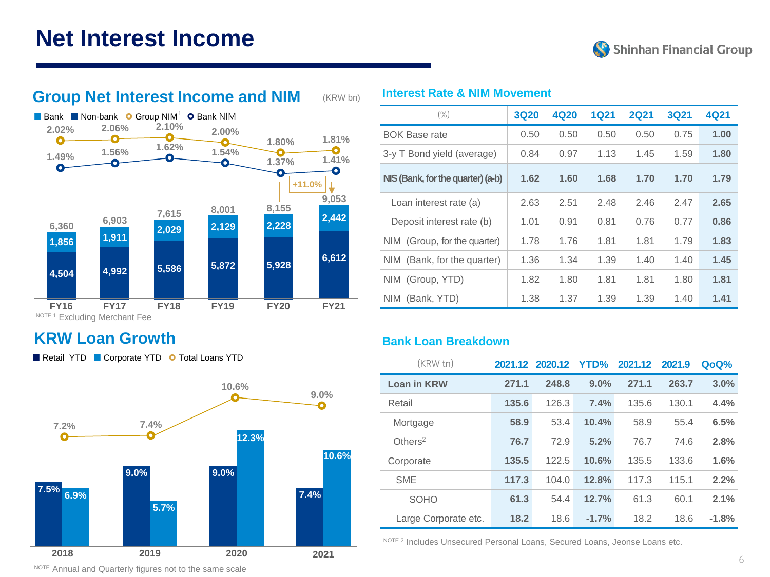# Net Interest Income

## Group Net Interest Income and NIM

(KRW bn)

■ Bank ■ Non-bank ○ Group NIM[1] ○ Bank NIM

| | FY16 | FY17 | FY18 | FY19 | FY20 | FY21 |
|---|---|---|---|---|---|---|
| Group NIM | 2.02% | 2.06% | 2.10% | 2.00% | 1.80% | 1.81% |
| Bank NIM | 1.49% | 1.56% | 1.62% | 1.54% | 1.37% | 1.41% |
| Total | 6,360 | 6,903 | 7,615 | 8,001 | 8,155 | 9,053 |
| Non-bank | 1,856 | 1,911 | 2,029 | 2,129 | 2,228 | 2,442 |
| Bank | 4,504 | 4,992 | 5,586 | 5,872 | 5,928 | 6,612 |

+11.0% (FY20 → FY21)

NOTE 1 Excluding Merchant Fee

## Interest Rate & NIM Movement

| (%) | 3Q20 | 4Q20 | 1Q21 | 2Q21 | 3Q21 | 4Q21 |
|---|---|---|---|---|---|---|
| BOK Base rate | 0.50 | 0.50 | 0.50 | 0.50 | 0.75 | 1.00 |
| 3-y T Bond yield (average) | 0.84 | 0.97 | 1.13 | 1.45 | 1.59 | 1.80 |
| NIS (Bank, for the quarter) (a-b) | 1.62 | 1.60 | 1.68 | 1.70 | 1.70 | 1.79 |
| Loan interest rate (a) | 2.63 | 2.51 | 2.48 | 2.46 | 2.47 | 2.65 |
| Deposit interest rate (b) | 1.01 | 0.91 | 0.81 | 0.76 | 0.77 | 0.86 |
| NIM (Group, for the quarter) | 1.78 | 1.76 | 1.81 | 1.81 | 1.79 | 1.83 |
| NIM (Bank, for the quarter) | 1.36 | 1.34 | 1.39 | 1.40 | 1.40 | 1.45 |
| NIM (Group, YTD) | 1.82 | 1.80 | 1.81 | 1.81 | 1.80 | 1.81 |
| NIM (Bank, YTD) | 1.38 | 1.37 | 1.39 | 1.39 | 1.40 | 1.41 |

## KRW Loan Growth

■ Retail YTD ■ Corporate YTD ○ Total Loans YTD

| | 2018 | 2019 | 2020 | 2021 |
|---|---|---|---|---|
| Retail YTD | 7.5% | 9.0% | 9.0% | 7.4% |
| Corporate YTD | 6.9% | 5.7% | 12.3% | 10.6% |
| Total Loans YTD | 7.2% | 7.4% | 10.6% | 9.0% |

NOTE Annual and Quarterly figures not to the same scale

## Bank Loan Breakdown

| (KRW tn) | 2021.12 | 2020.12 | YTD% | 2021.12 | 2021.9 | QoQ% |
|---|---|---|---|---|---|---|
| Loan in KRW | 271.1 | 248.8 | 9.0% | 271.1 | 263.7 | 3.0% |
| Retail | 135.6 | 126.3 | 7.4% | 135.6 | 130.1 | 4.4% |
| Mortgage | 58.9 | 53.4 | 10.4% | 58.9 | 55.4 | 6.5% |
| Others[2] | 76.7 | 72.9 | 5.2% | 76.7 | 74.6 | 2.8% |
| Corporate | 135.5 | 122.5 | 10.6% | 135.5 | 133.6 | 1.6% |
| SME | 117.3 | 104.0 | 12.8% | 117.3 | 115.1 | 2.2% |
| SOHO | 61.3 | 54.4 | 12.7% | 61.3 | 60.1 | 2.1% |
| Large Corporate etc. | 18.2 | 18.6 | -1.7% | 18.2 | 18.6 | -1.8% |

NOTE 2 Includes Unsecured Personal Loans, Secured Loans, Jeonse Loans etc.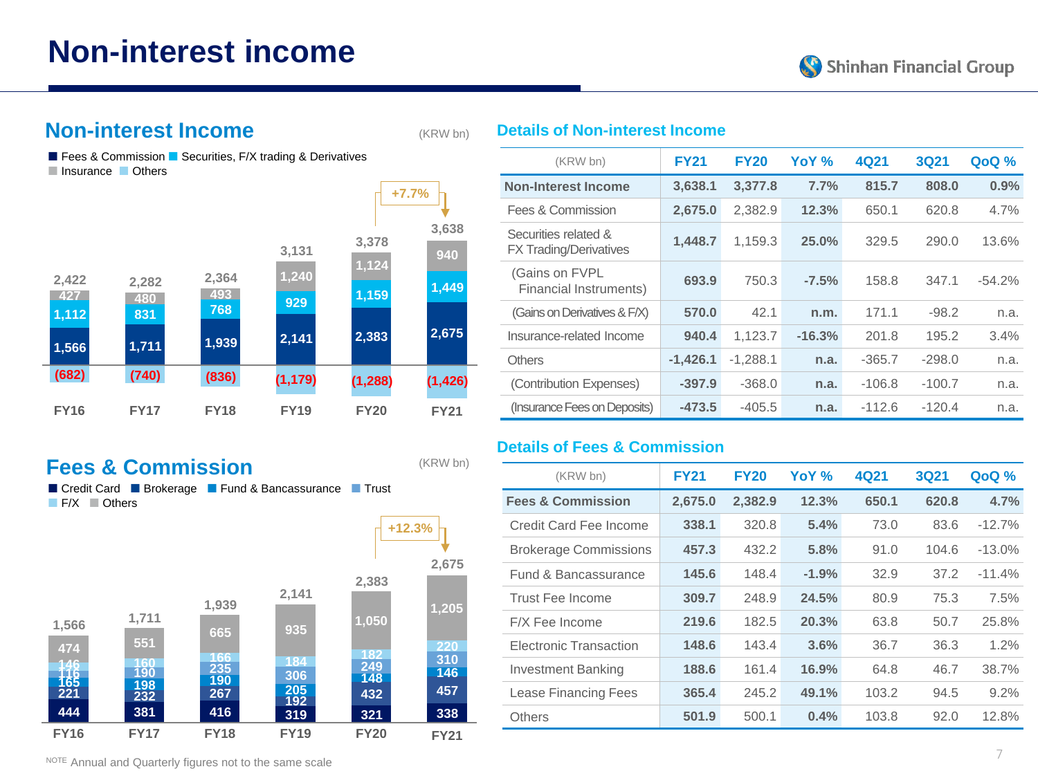# Non-interest income

## Non-interest Income

(KRW bn)

■ Fees & Commission ■ Securities, F/X trading & Derivatives
■ Insurance ■ Others

| | FY16 | FY17 | FY18 | FY19 | FY20 | FY21 |
|---|---|---|---|---|---|---|
| Total | 2,422 | 2,282 | 2,364 | 3,131 | 3,378 | 3,638 |
| Insurance | 427 | 480 | 493 | 1,240 | 1,124 | 940 |
| Securities, F/X trading & Derivatives | 1,112 | 831 | 768 | 929 | 1,159 | 1,449 |
| Fees & Commission | 1,566 | 1,711 | 1,939 | 2,141 | 2,383 | 2,675 |
| Others | (682) | (740) | (836) | (1,179) | (1,288) | (1,426) |

+7.7%

## Details of Non-interest Income

| (KRW bn) | FY21 | FY20 | YoY % | 4Q21 | 3Q21 | QoQ % |
|---|---|---|---|---|---|---|
| Non-Interest Income | 3,638.1 | 3,377.8 | 7.7% | 815.7 | 808.0 | 0.9% |
| Fees & Commission | 2,675.0 | 2,382.9 | 12.3% | 650.1 | 620.8 | 4.7% |
| Securities related & FX Trading/Derivatives | 1,448.7 | 1,159.3 | 25.0% | 329.5 | 290.0 | 13.6% |
| (Gains on FVPL Financial Instruments) | 693.9 | 750.3 | -7.5% | 158.8 | 347.1 | -54.2% |
| (Gains on Derivatives & F/X) | 570.0 | 42.1 | n.m. | 171.1 | -98.2 | n.a. |
| Insurance-related Income | 940.4 | 1,123.7 | -16.3% | 201.8 | 195.2 | 3.4% |
| Others | -1,426.1 | -1,288.1 | n.a. | -365.7 | -298.0 | n.a. |
| (Contribution Expenses) | -397.9 | -368.0 | n.a. | -106.8 | -100.7 | n.a. |
| (Insurance Fees on Deposits) | -473.5 | -405.5 | n.a. | -112.6 | -120.4 | n.a. |

## Fees & Commission

(KRW bn)

■ Credit Card ■ Brokerage ■ Fund & Bancassurance ■ Trust
■ F/X ■ Others

| | FY16 | FY17 | FY18 | FY19 | FY20 | FY21 |
|---|---|---|---|---|---|---|
| Total | 1,566 | 1,711 | 1,939 | 2,141 | 2,383 | 2,675 |
| Others | 474 | 551 | 665 | 935 | 1,050 | 1,205 |
| F/X | 146 | 160 | 166 | 184 | 182 | 220 |
| Trust | 116 | 190 | 235 | 306 | 249 | 310 |
| Fund & Bancassurance | 165 | 198 | 190 | 205 | 148 | 146 |
| Brokerage | 221 | 232 | 267 | 192 | 432 | 457 |
| Credit Card | 444 | 381 | 416 | 319 | 321 | 338 |

+12.3%

## Details of Fees & Commission

| (KRW bn) | FY21 | FY20 | YoY % | 4Q21 | 3Q21 | QoQ % |
|---|---|---|---|---|---|---|
| Fees & Commission | 2,675.0 | 2,382.9 | 12.3% | 650.1 | 620.8 | 4.7% |
| Credit Card Fee Income | 338.1 | 320.8 | 5.4% | 73.0 | 83.6 | -12.7% |
| Brokerage Commissions | 457.3 | 432.2 | 5.8% | 91.0 | 104.6 | -13.0% |
| Fund & Bancassurance | 145.6 | 148.4 | -1.9% | 32.9 | 37.2 | -11.4% |
| Trust Fee Income | 309.7 | 248.9 | 24.5% | 80.9 | 75.3 | 7.5% |
| F/X Fee Income | 219.6 | 182.5 | 20.3% | 63.8 | 50.7 | 25.8% |
| Electronic Transaction | 148.6 | 143.4 | 3.6% | 36.7 | 36.3 | 1.2% |
| Investment Banking | 188.6 | 161.4 | 16.9% | 64.8 | 46.7 | 38.7% |
| Lease Financing Fees | 365.4 | 245.2 | 49.1% | 103.2 | 94.5 | 9.2% |
| Others | 501.9 | 500.1 | 0.4% | 103.8 | 92.0 | 12.8% |

NOTE Annual and Quarterly figures not to the same scale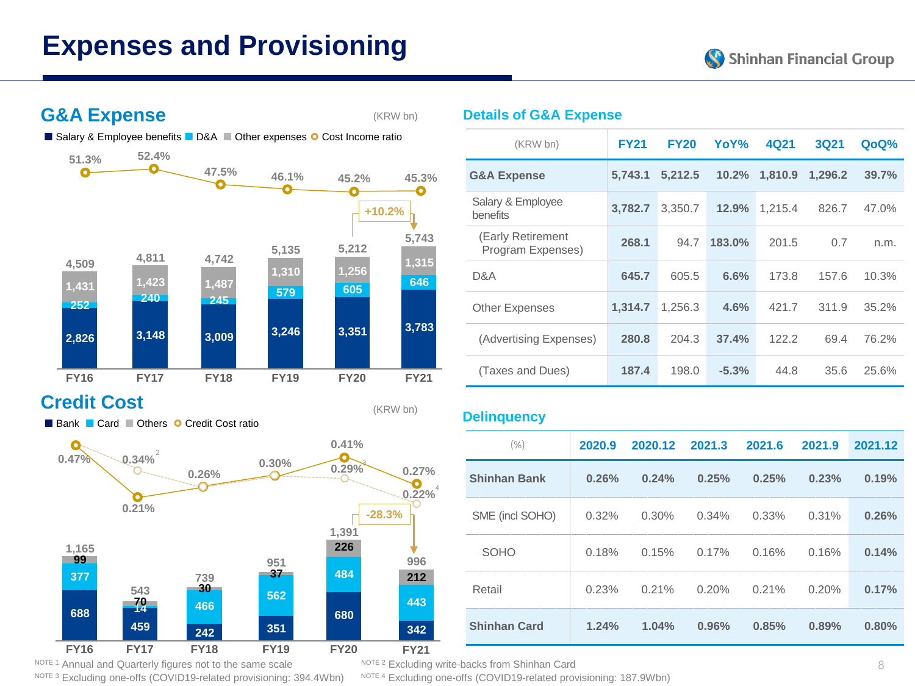# Expenses and Provisioning

## G&A Expense

(KRW bn)

Salary & Employee benefits | D&A | Other expenses | Cost Income ratio

| | FY16 | FY17 | FY18 | FY19 | FY20 | FY21 |
|---|---|---|---|---|---|---|
| Cost Income ratio | 51.3% | 52.4% | 47.5% | 46.1% | 45.2% | 45.3% |
| Total | 4,509 | 4,811 | 4,742 | 5,135 | 5,212 | 5,743 |
| Other expenses | 1,431 | 1,423 | 1,487 | 1,310 | 1,256 | 1,315 |
| D&A | 252 | 240 | 245 | 579 | 605 | 646 |
| Salary & Employee benefits | 2,826 | 3,148 | 3,009 | 3,246 | 3,351 | 3,783 |

FY20 → FY21: +10.2%

## Credit Cost

(KRW bn)

Bank | Card | Others | Credit Cost ratio

| | FY16 | FY17 | FY18 | FY19 | FY20 | FY21 |
|---|---|---|---|---|---|---|
| Credit Cost ratio | 0.47% | 0.21% (0.34%[2]) | 0.26% | 0.30% | 0.41% (0.29%[3]) | 0.27% (0.22%[4]) |
| Total | 1,165 | 543 | 739 | 951 | 1,391 | 996 |
| Others | 99 | 70 | 30 | 37 | 226 | 212 |
| Card | 377 | 14 | 466 | 562 | 484 | 443 |
| Bank | 688 | 459 | 242 | 351 | 680 | 342 |

FY20 → FY21: -28.3%

NOTE 1 Annual and Quarterly figures not to the same scale

NOTE 2 Excluding write-backs from Shinhan Card

NOTE 3 Excluding one-offs (COVID19-related provisioning: 394.4Wbn)

NOTE 4 Excluding one-offs (COVID19-related provisioning: 187.9Wbn)

## Details of G&A Expense

| (KRW bn) | FY21 | FY20 | YoY% | 4Q21 | 3Q21 | QoQ% |
|---|---|---|---|---|---|---|
| **G&A Expense** | **5,743.1** | **5,212.5** | **10.2%** | **1,810.9** | **1,296.2** | **39.7%** |
| Salary & Employee benefits | **3,782.7** | 3,350.7 | **12.9%** | 1,215.4 | 826.7 | 47.0% |
| (Early Retirement Program Expenses) | **268.1** | 94.7 | **183.0%** | 201.5 | 0.7 | n.m. |
| D&A | **645.7** | 605.5 | **6.6%** | 173.8 | 157.6 | 10.3% |
| Other Expenses | **1,314.7** | 1,256.3 | **4.6%** | 421.7 | 311.9 | 35.2% |
| (Advertising Expenses) | **280.8** | 204.3 | **37.4%** | 122.2 | 69.4 | 76.2% |
| (Taxes and Dues) | **187.4** | 198.0 | **-5.3%** | 44.8 | 35.6 | 25.6% |

## Delinquency

| (%) | 2020.9 | 2020.12 | 2021.3 | 2021.6 | 2021.9 | 2021.12 |
|---|---|---|---|---|---|---|
| **Shinhan Bank** | **0.26%** | **0.24%** | **0.25%** | **0.25%** | **0.23%** | **0.19%** |
| SME (incl SOHO) | 0.32% | 0.30% | 0.34% | 0.33% | 0.31% | **0.26%** |
| SOHO | 0.18% | 0.15% | 0.17% | 0.16% | 0.16% | **0.14%** |
| Retail | 0.23% | 0.21% | 0.20% | 0.21% | 0.20% | **0.17%** |
| **Shinhan Card** | **1.24%** | **1.04%** | **0.96%** | **0.85%** | **0.89%** | **0.80%** |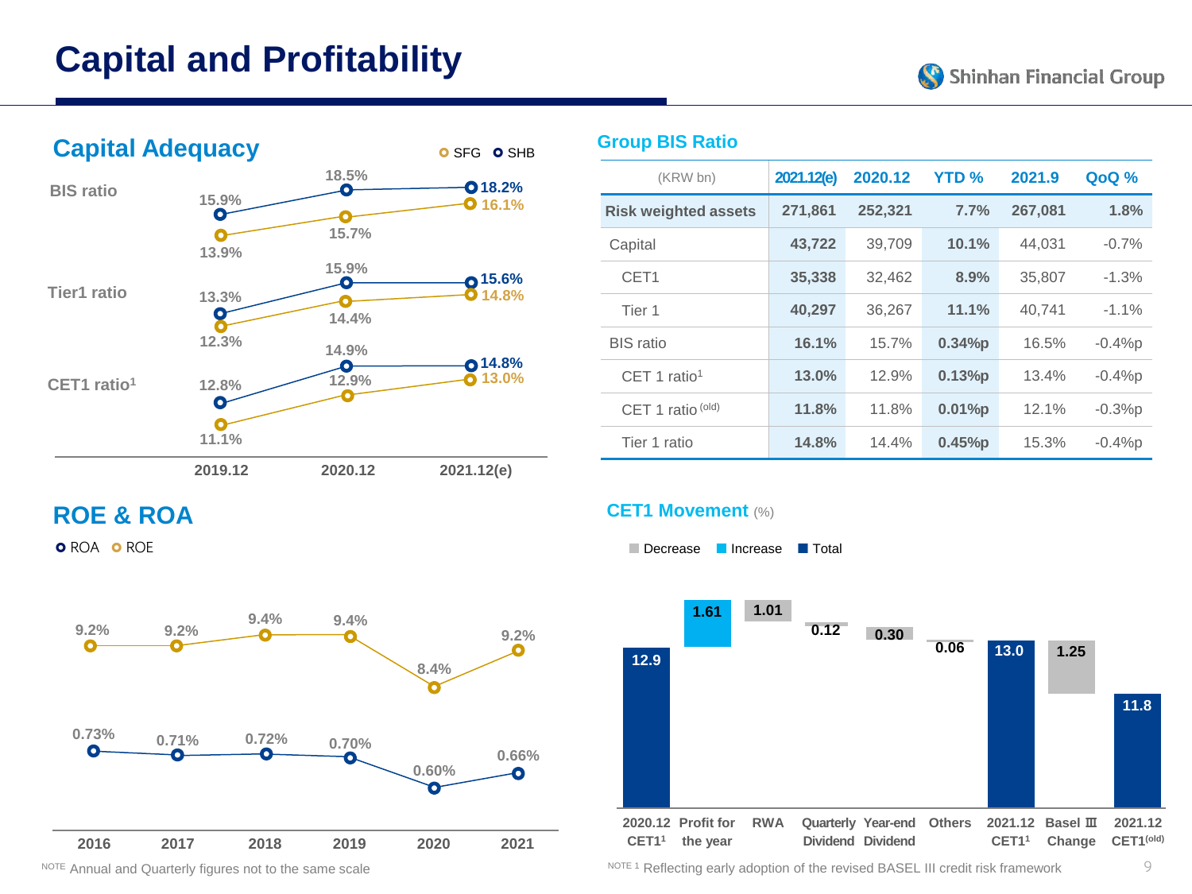# Capital and Profitability

## Capital Adequacy

| | 2019.12 | 2020.12 | 2021.12(e) |
|---|---|---|---|
| BIS ratio – SFG | 13.9% | 15.7% | 16.1% |
| BIS ratio – SHB | 15.9% | 18.5% | 18.2% |
| Tier1 ratio – SFG | 12.3% | 14.4% | 14.8% |
| Tier1 ratio – SHB | 13.3% | 15.9% | 15.6% |
| CET1 ratio[1] – SFG | 11.1% | 12.9% | 13.0% |
| CET1 ratio[1] – SHB | 12.8% | 14.9% | 14.8% |

## Group BIS Ratio

| (KRW bn) | 2021.12(e) | 2020.12 | YTD % | 2021.9 | QoQ % |
|---|---|---|---|---|---|
| Risk weighted assets | 271,861 | 252,321 | 7.7% | 267,081 | 1.8% |
| Capital | 43,722 | 39,709 | 10.1% | 44,031 | -0.7% |
| CET1 | 35,338 | 32,462 | 8.9% | 35,807 | -1.3% |
| Tier 1 | 40,297 | 36,267 | 11.1% | 40,741 | -1.1% |
| BIS ratio | 16.1% | 15.7% | 0.34%p | 16.5% | -0.4%p |
| CET 1 ratio[1] | 13.0% | 12.9% | 0.13%p | 13.4% | -0.4%p |
| CET 1 ratio (old) | 11.8% | 11.8% | 0.01%p | 12.1% | -0.3%p |
| Tier 1 ratio | 14.8% | 14.4% | 0.45%p | 15.3% | -0.4%p |

## ROE & ROA

| | 2016 | 2017 | 2018 | 2019 | 2020 | 2021 |
|---|---|---|---|---|---|---|
| ROE | 9.2% | 9.2% | 9.4% | 9.4% | 8.4% | 9.2% |
| ROA | 0.73% | 0.71% | 0.72% | 0.70% | 0.60% | 0.66% |

NOTE Annual and Quarterly figures not to the same scale

## CET1 Movement (%)

| 2020.12 CET1[1] | Profit for the year | RWA | Quarterly Dividend | Year-end Dividend | Others | 2021.12 CET1[1] | Basel Ⅲ Change | 2021.12 CET1(old) |
|---|---|---|---|---|---|---|---|---|
| 12.9 | 1.61 | 1.01 | 0.12 | 0.30 | 0.06 | 13.0 | 1.25 | 11.8 |

NOTE 1 Reflecting early adoption of the revised BASEL III credit risk framework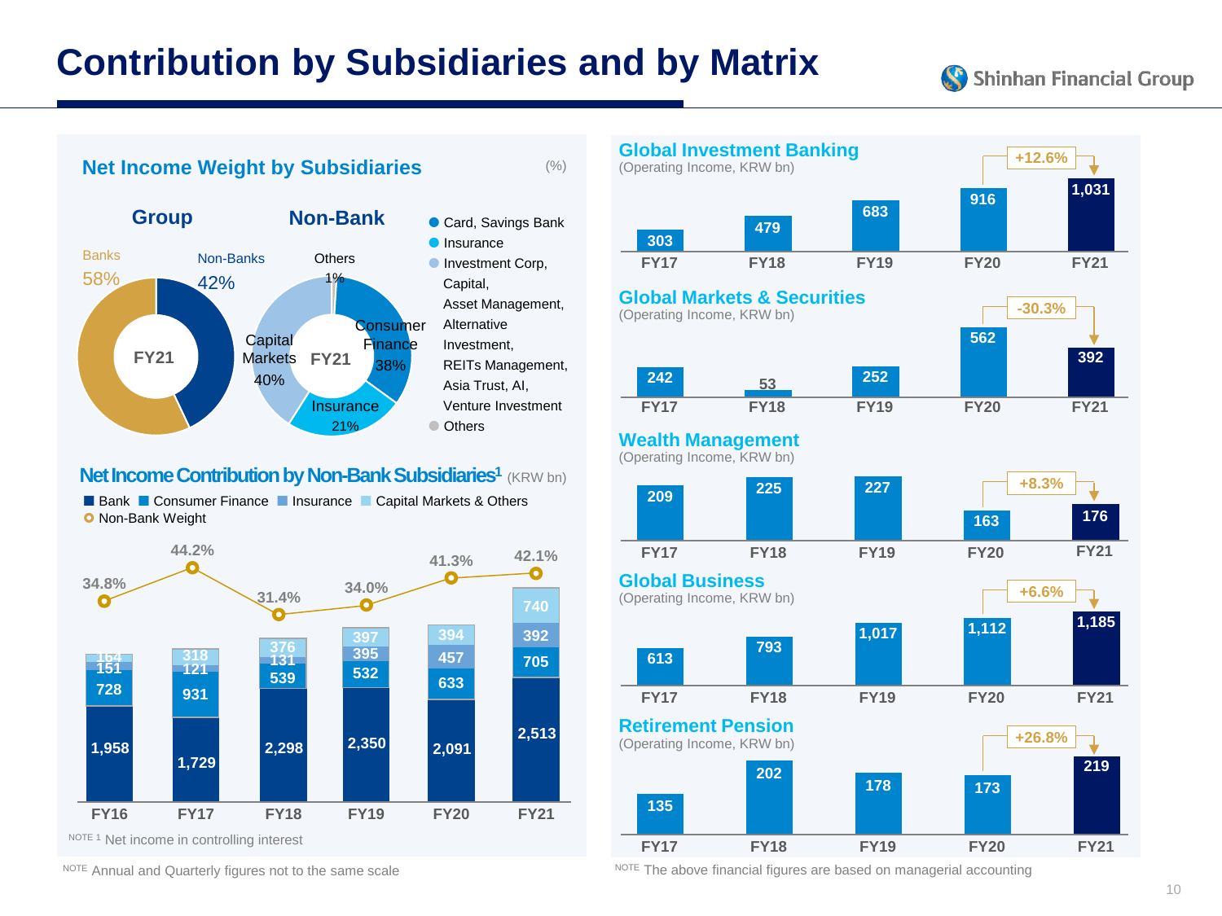# Contribution by Subsidiaries and by Matrix

## Net Income Weight by Subsidiaries

(%)

**Group** (FY21)

| Segment | Weight |
|---|---|
| Banks | 58% |
| Non-Banks | 42% |

**Non-Bank** (FY21)

| Segment | Weight |
|---|---|
| Consumer Finance | 38% |
| Insurance | 21% |
| Capital Markets | 40% |
| Others | 1% |

- Card, Savings Bank
- Insurance
- Investment Corp, Capital, Asset Management, Alternative Investment, REITs Management, Asia Trust, AI, Venture Investment
- Others

## Net Income Contribution by Non-Bank Subsidiaries[1] (KRW bn)

| | FY16 | FY17 | FY18 | FY19 | FY20 | FY21 |
|---|---|---|---|---|---|---|
| Bank | 1,958 | 1,729 | 2,298 | 2,350 | 2,091 | 2,513 |
| Consumer Finance | 728 | 931 | 539 | 532 | 633 | 705 |
| Insurance | 151 | 121 | 131 | 395 | 457 | 392 |
| Capital Markets & Others | 164 | 318 | 376 | 397 | 394 | 740 |
| Non-Bank Weight | 34.8% | 44.2% | 31.4% | 34.0% | 41.3% | 42.1% |

NOTE 1 Net income in controlling interest

NOTE Annual and Quarterly figures not to the same scale

## Global Investment Banking

(Operating Income, KRW bn)

| FY17 | FY18 | FY19 | FY20 | FY21 |
|---|---|---|---|---|
| 303 | 479 | 683 | 916 | 1,031 |

FY20 → FY21: +12.6%

## Global Markets & Securities

(Operating Income, KRW bn)

| FY17 | FY18 | FY19 | FY20 | FY21 |
|---|---|---|---|---|
| 242 | 53 | 252 | 562 | 392 |

FY20 → FY21: -30.3%

## Wealth Management

(Operating Income, KRW bn)

| FY17 | FY18 | FY19 | FY20 | FY21 |
|---|---|---|---|---|
| 209 | 225 | 227 | 163 | 176 |

FY20 → FY21: +8.3%

## Global Business

(Operating Income, KRW bn)

| FY17 | FY18 | FY19 | FY20 | FY21 |
|---|---|---|---|---|
| 613 | 793 | 1,017 | 1,112 | 1,185 |

FY20 → FY21: +6.6%

## Retirement Pension

(Operating Income, KRW bn)

| FY17 | FY18 | FY19 | FY20 | FY21 |
|---|---|---|---|---|
| 135 | 202 | 178 | 173 | 219 |

FY20 → FY21: +26.8%

NOTE The above financial figures are based on managerial accounting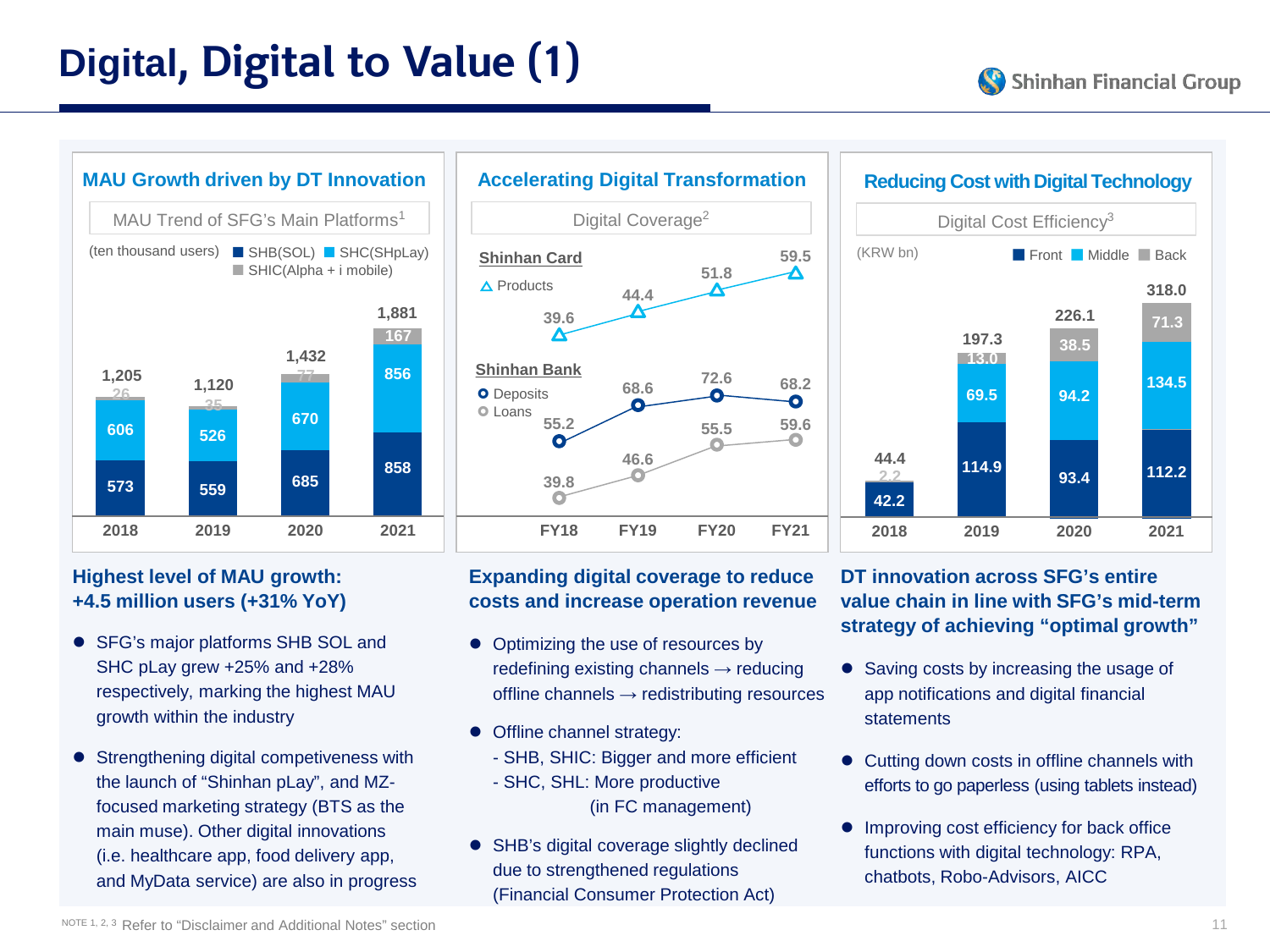# Digital, Digital to Value (1)

## MAU Growth driven by DT Innovation

MAU Trend of SFG's Main Platforms[1]

(ten thousand users)

| | 2018 | 2019 | 2020 | 2021 |
|---|---|---|---|---|
| SHB(SOL) | 573 | 559 | 685 | 858 |
| SHC(SHpLay) | 606 | 526 | 670 | 856 |
| SHIC(Alpha + i mobile) | 26 | 35 | 77 | 167 |
| Total | 1,205 | 1,120 | 1,432 | 1,881 |

### Highest level of MAU growth: +4.5 million users (+31% YoY)

- SFG's major platforms SHB SOL and SHC pLay grew +25% and +28% respectively, marking the highest MAU growth within the industry
- Strengthening digital competiveness with the launch of "Shinhan pLay", and MZ-focused marketing strategy (BTS as the main muse). Other digital innovations (i.e. healthcare app, food delivery app, and MyData service) are also in progress

## Accelerating Digital Transformation

Digital Coverage[2]

| | FY18 | FY19 | FY20 | FY21 |
|---|---|---|---|---|
| Shinhan Card – Products | 39.6 | 44.4 | 51.8 | 59.5 |
| Shinhan Bank – Deposits | 55.2 | 68.6 | 72.6 | 68.2 |
| Shinhan Bank – Loans | 39.8 | 46.6 | 55.5 | 59.6 |

### Expanding digital coverage to reduce costs and increase operation revenue

- Optimizing the use of resources by redefining existing channels → reducing offline channels → redistributing resources
- Offline channel strategy:
  - SHB, SHIC: Bigger and more efficient
  - SHC, SHL: More productive (in FC management)
- SHB's digital coverage slightly declined due to strengthened regulations (Financial Consumer Protection Act)

## Reducing Cost with Digital Technology

Digital Cost Efficiency[3]

(KRW bn)

| | 2018 | 2019 | 2020 | 2021 |
|---|---|---|---|---|
| Front | 42.2 | 114.9 | 93.4 | 112.2 |
| Middle | | 69.5 | 94.2 | 134.5 |
| Back | 2.2 | 13.0 | 38.5 | 71.3 |
| Total | 44.4 | 197.3 | 226.1 | 318.0 |

### DT innovation across SFG's entire value chain in line with SFG's mid-term strategy of achieving "optimal growth"

- Saving costs by increasing the usage of app notifications and digital financial statements
- Cutting down costs in offline channels with efforts to go paperless (using tablets instead)
- Improving cost efficiency for back office functions with digital technology: RPA, chatbots, Robo-Advisors, AICC

NOTE 1, 2, 3 Refer to "Disclaimer and Additional Notes" section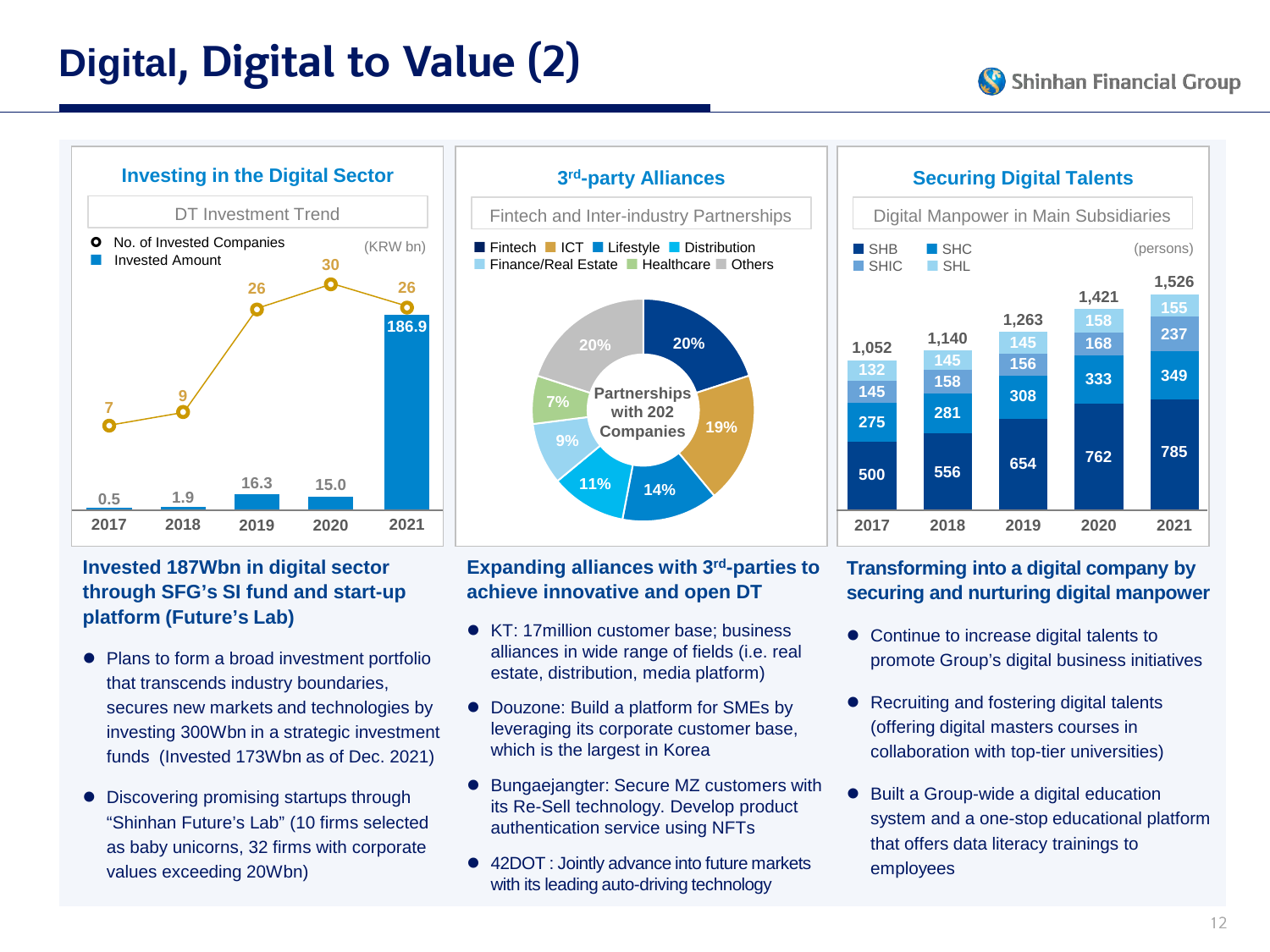# Digital, Digital to Value (2)

## Investing in the Digital Sector

**DT Investment Trend**

(KRW bn)

| | 2017 | 2018 | 2019 | 2020 | 2021 |
|---|---|---|---|---|---|
| No. of Invested Companies | 7 | 9 | 26 | 30 | 26 |
| Invested Amount | 0.5 | 1.9 | 16.3 | 15.0 | 186.9 |

### Invested 187Wbn in digital sector through SFG's SI fund and start-up platform (Future's Lab)

- Plans to form a broad investment portfolio that transcends industry boundaries, secures new markets and technologies by investing 300Wbn in a strategic investment funds (Invested 173Wbn as of Dec. 2021)
- Discovering promising startups through "Shinhan Future's Lab" (10 firms selected as baby unicorns, 32 firms with corporate values exceeding 20Wbn)

## 3rd-party Alliances

**Fintech and Inter-industry Partnerships**

Partnerships with 202 Companies

| Category | Share |
|---|---|
| Fintech | 20% |
| ICT | 19% |
| Lifestyle | 14% |
| Distribution | 11% |
| Finance/Real Estate | 9% |
| Healthcare | 7% |
| Others | 20% |

### Expanding alliances with 3rd-parties to achieve innovative and open DT

- KT: 17million customer base; business alliances in wide range of fields (i.e. real estate, distribution, media platform)
- Douzone: Build a platform for SMEs by leveraging its corporate customer base, which is the largest in Korea
- Bungaejangter: Secure MZ customers with its Re-Sell technology. Develop product authentication service using NFTs
- 42DOT : Jointly advance into future markets with its leading auto-driving technology

## Securing Digital Talents

**Digital Manpower in Main Subsidiaries**

(persons)

| | 2017 | 2018 | 2019 | 2020 | 2021 |
|---|---|---|---|---|---|
| SHB | 500 | 556 | 654 | 762 | 785 |
| SHC | 275 | 281 | 308 | 333 | 349 |
| SHIC | 145 | 158 | 156 | 168 | 237 |
| SHL | 132 | 145 | 145 | 158 | 155 |
| Total | 1,052 | 1,140 | 1,263 | 1,421 | 1,526 |

### Transforming into a digital company by securing and nurturing digital manpower

- Continue to increase digital talents to promote Group's digital business initiatives
- Recruiting and fostering digital talents (offering digital masters courses in collaboration with top-tier universities)
- Built a Group-wide a digital education system and a one-stop educational platform that offers data literacy trainings to employees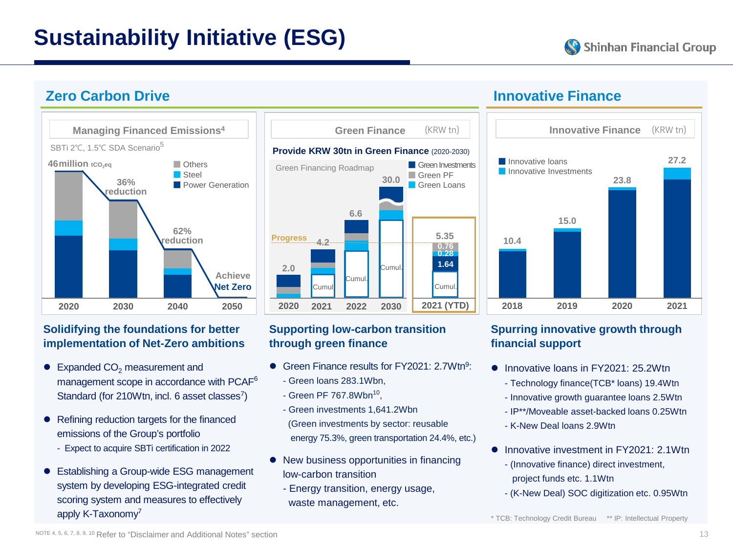# Sustainability Initiative (ESG)

## Zero Carbon Drive

**Managing Financed Emissions[4]**

SBTi 2℃, 1.5℃ SDA Scenario[5]

46million $tCO_{2}eq$

- Others
- Steel
- Power Generation

36% reduction

62% reduction

Achieve Net Zero

2020 | 2030 | 2040 | 2050

**Green Finance** (KRW tn)

**Provide KRW 30tn in Green Finance** (2020-2030)

Green Financing Roadmap

- Green Investments
- Green PF
- Green Loans

| | 2020 | 2021 | 2022 | 2030 | 2021 (YTD) |
|---|---|---|---|---|---|
| Total | 2.0 | 4.2 | 6.6 | 30.0 | 5.35 |

2021 (YTD): Green Investments 1.64, Green PF 0.28, Green Loans 0.76 (Progress)

## Innovative Finance

**Innovative Finance** (KRW tn)

- Innovative loans
- Innovative Investments

| 2018 | 2019 | 2020 | 2021 |
|---|---|---|---|
| 10.4 | 15.0 | 23.8 | 27.2 |

### Solidifying the foundations for better implementation of Net-Zero ambitions

- Expanded $CO_2$ measurement and management scope in accordance with PCAF[6] Standard (for 210Wtn, incl. 6 asset classes[7])
- Refining reduction targets for the financed emissions of the Group's portfolio
  - Expect to acquire SBTi certification in 2022
- Establishing a Group-wide ESG management system by developing ESG-integrated credit scoring system and measures to effectively apply K-Taxonomy[7]

### Supporting low-carbon transition through green finance

- Green Finance results for FY2021: 2.7Wtn[9]:
  - Green loans 283.1Wbn,
  - Green PF 767.8Wbn[10],
  - Green investments 1,641.2Wbn (Green investments by sector: reusable energy 75.3%, green transportation 24.4%, etc.)
- New business opportunities in financing low-carbon transition
  - Energy transition, energy usage, waste management, etc.

### Spurring innovative growth through financial support

- Innovative loans in FY2021: 25.2Wtn
  - Technology finance(TCB* loans) 19.4Wtn
  - Innovative growth guarantee loans 2.5Wtn
  - IP**/Moveable asset-backed loans 0.25Wtn
  - K-New Deal loans 2.9Wtn
- Innovative investment in FY2021: 2.1Wtn
  - (Innovative finance) direct investment, project funds etc. 1.1Wtn
  - (K-New Deal) SOC digitization etc. 0.95Wtn

\* TCB: Technology Credit Bureau ** IP: Intellectual Property

NOTE 4, 5, 6, 7, 8, 9, 10 Refer to "Disclaimer and Additional Notes" section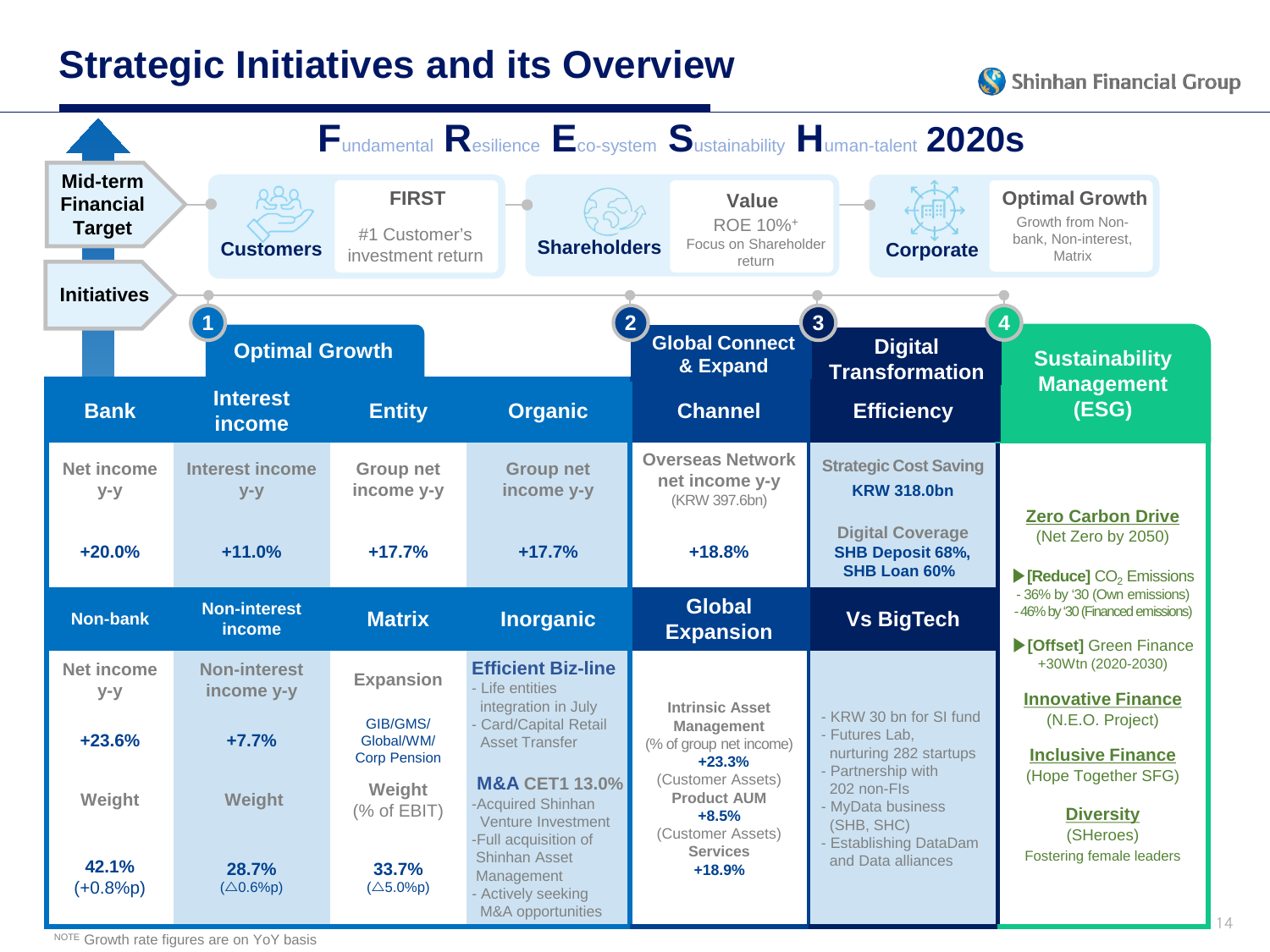# Strategic Initiatives and its Overview

**F**undamental **R**esilience **E**co-system **S**ustainability **H**uman-talent **2020s**

**Mid-term Financial Target**

- **Customers** — FIRST: #1 Customer's investment return
- **Shareholders** — Value: ROE 10%+, Focus on Shareholder return
- **Corporate** — Optimal Growth: Growth from Non-bank, Non-interest, Matrix

**Initiatives**

| ① Optimal Growth | | | | ② Global Connect & Expand | ③ Digital Transformation | ④ Sustainability Management (ESG) |
|---|---|---|---|---|---|---|
| **Bank** | **Interest income** | **Entity** | **Organic** | **Channel** | **Efficiency** | |
| Net income y-y | Interest income y-y | Group net income y-y | Group net income y-y | Overseas Network net income y-y (KRW 397.6bn) | Strategic Cost Saving **KRW 318.0bn** | |
| **+20.0%** | **+11.0%** | **+17.7%** | **+17.7%** | **+18.8%** | Digital Coverage **SHB Deposit 68%, SHB Loan 60%** | |
| **Non-bank** | **Non-interest income** | **Matrix** | **Inorganic** | **Global Expansion** | **Vs BigTech** | |
| Net income y-y | Non-interest income y-y | Expansion | **Efficient Biz-line** - Life entities integration in July - Card/Capital Retail Asset Transfer | Intrinsic Asset Management (% of group net income) **+23.3%** | - KRW 30 bn for SI fund - Futures Lab, nurturing 282 startups - Partnership with 202 non-FIs - MyData business (SHB, SHC) - Establishing DataDam and Data alliances | **Zero Carbon Drive** (Net Zero by 2050) ▶**[Reduce]** $CO_2$ Emissions - 36% by '30 (Own emissions) - 46% by '30 (Financed emissions) ▶**[Offset]** Green Finance +30Wtn (2020-2030) |
| **+23.6%** | **+7.7%** | GIB/GMS/ Global/WM/ Corp Pension | **M&A CET1 13.0%** -Acquired Shinhan Venture Investment -Full acquisition of Shinhan Asset Management - Actively seeking M&A opportunities | (Customer Assets) Product AUM **+8.5%** | | **Innovative Finance** (N.E.O. Project) **Inclusive Finance** (Hope Together SFG) |
| Weight | Weight | Weight (% of EBIT) | | (Customer Assets) Services **+18.9%** | | **Diversity** (SHeroes) Fostering female leaders |
| **42.1%** (+0.8%p) | **28.7%** (△0.6%p) | **33.7%** (△5.0%p) | | | | |

NOTE Growth rate figures are on YoY basis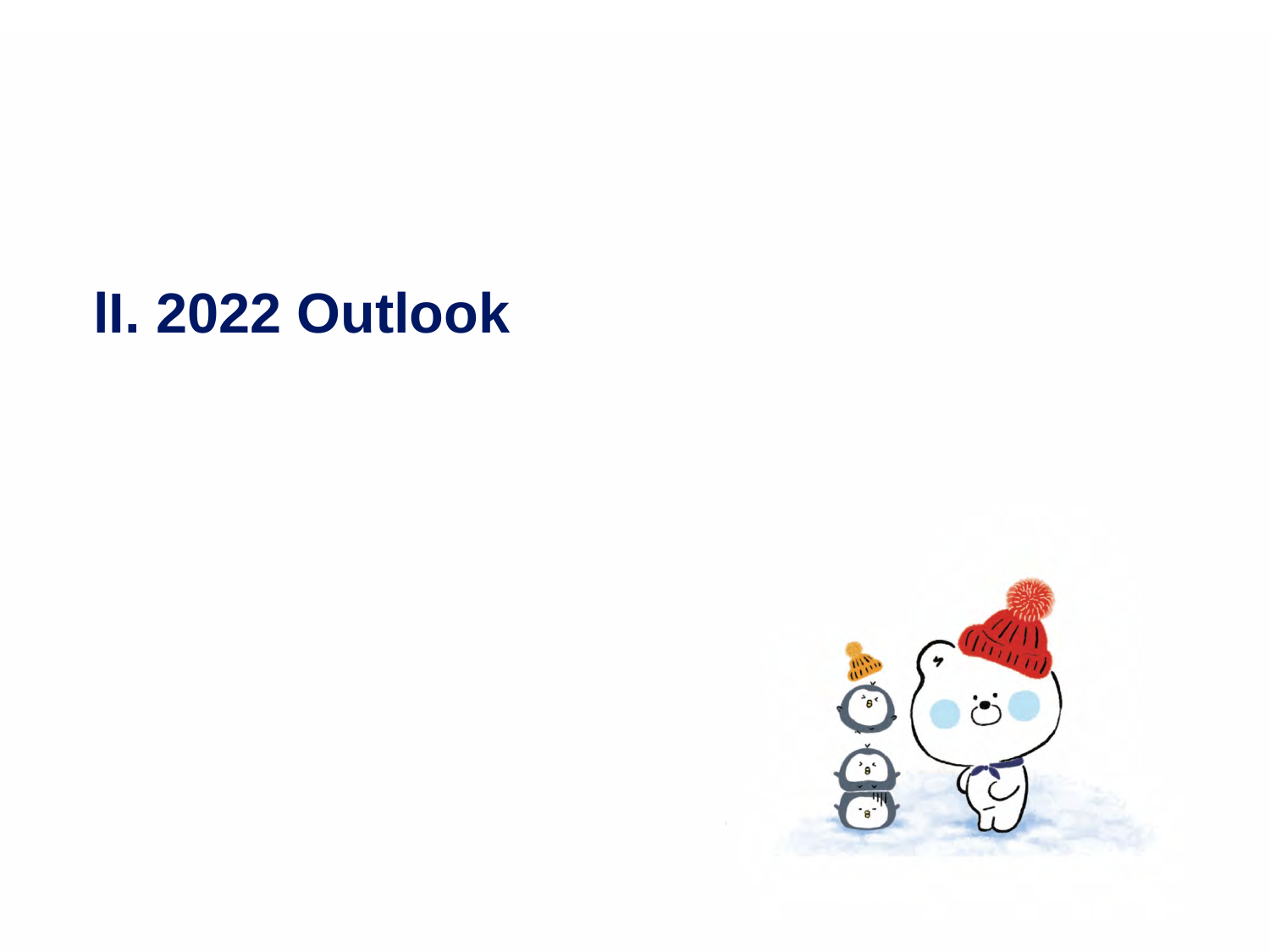# II. 2022 Outlook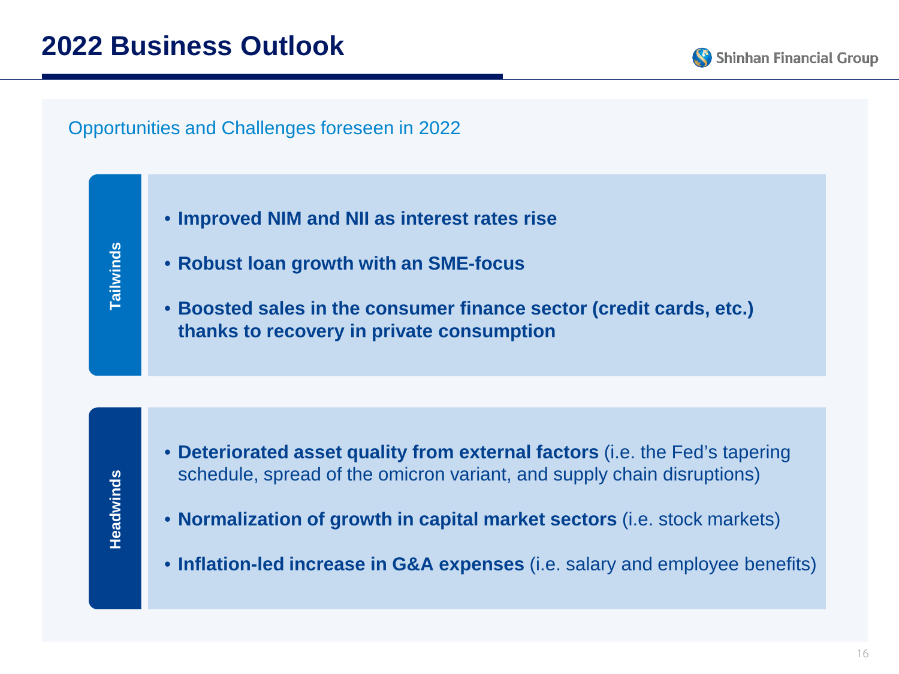# 2022 Business Outlook

Opportunities and Challenges foreseen in 2022

### Tailwinds

- **Improved NIM and NII as interest rates rise**
- **Robust loan growth with an SME-focus**
- **Boosted sales in the consumer finance sector (credit cards, etc.) thanks to recovery in private consumption**

### Headwinds

- **Deteriorated asset quality from external factors** (i.e. the Fed's tapering schedule, spread of the omicron variant, and supply chain disruptions)
- **Normalization of growth in capital market sectors** (i.e. stock markets)
- **Inflation-led increase in G&A expenses** (i.e. salary and employee benefits)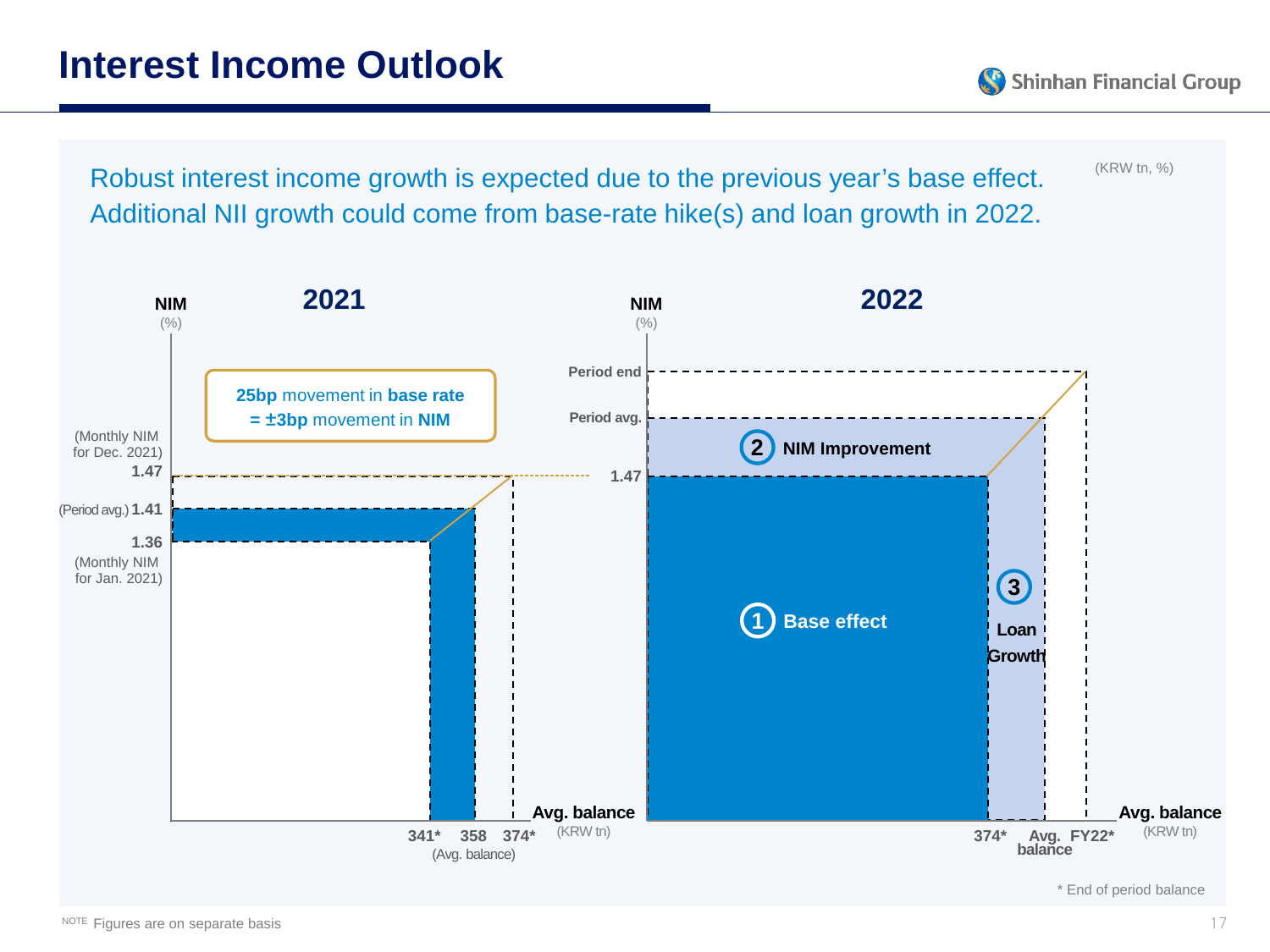# Interest Income Outlook

Robust interest income growth is expected due to the previous year's base effect.
Additional NII growth could come from base-rate hike(s) and loan growth in 2022.

(KRW tn, %)

**2021**

NIM (%)

**25bp** movement in **base rate** = **±3bp** movement in **NIM**

(Monthly NIM for Dec. 2021) **1.47**

(Period avg.) **1.41**

**1.36** (Monthly NIM for Jan. 2021)

**341*** **358** **374***

(Avg. balance)

**Avg. balance** (KRW tn)

**2022**

NIM (%)

Period end

Period avg.

1.47

② **NIM Improvement**

① **Base effect**

③ **Loan Growth**

**374*** **Avg. balance** **FY22***

**Avg. balance** (KRW tn)

* End of period balance

NOTE Figures are on separate basis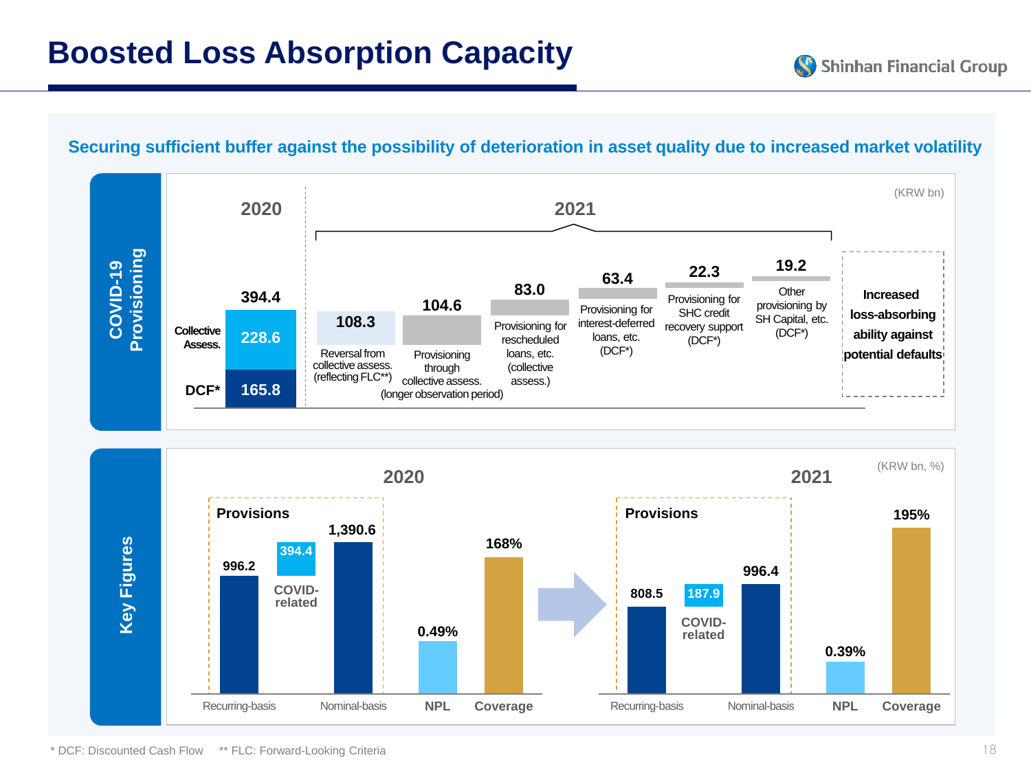# Boosted Loss Absorption Capacity

**Securing sufficient buffer against the possibility of deterioration in asset quality due to increased market volatility**

## COVID-19 Provisioning

(KRW bn)

| 2020 | | 2021 | | | | | |
|---|---|---|---|---|---|---|---|
| Total | 394.4 | Reversal from collective assess. (reflecting FLC**) | Provisioning through collective assess. (longer observation period) | Provisioning for rescheduled loans, etc. (collective assess.) | Provisioning for interest-deferred loans, etc. (DCF*) | Provisioning for SHC credit recovery support (DCF*) | Other provisioning by SH Capital, etc. (DCF*) |
| Collective Assess. | 228.6 | 108.3 | 104.6 | 83.0 | 63.4 | 22.3 | 19.2 |
| DCF* | 165.8 | | | | | | |

**Increased loss-absorbing ability against potential defaults**

## Key Figures

(KRW bn, %)

| | Provisions: Recurring-basis | Provisions: COVID-related | Provisions: Nominal-basis | NPL | Coverage |
|---|---|---|---|---|---|
| 2020 | 996.2 | 394.4 | 1,390.6 | 0.49% | 168% |
| 2021 | 808.5 | 187.9 | 996.4 | 0.39% | 195% |

\* DCF: Discounted Cash Flow  ** FLC: Forward-Looking Criteria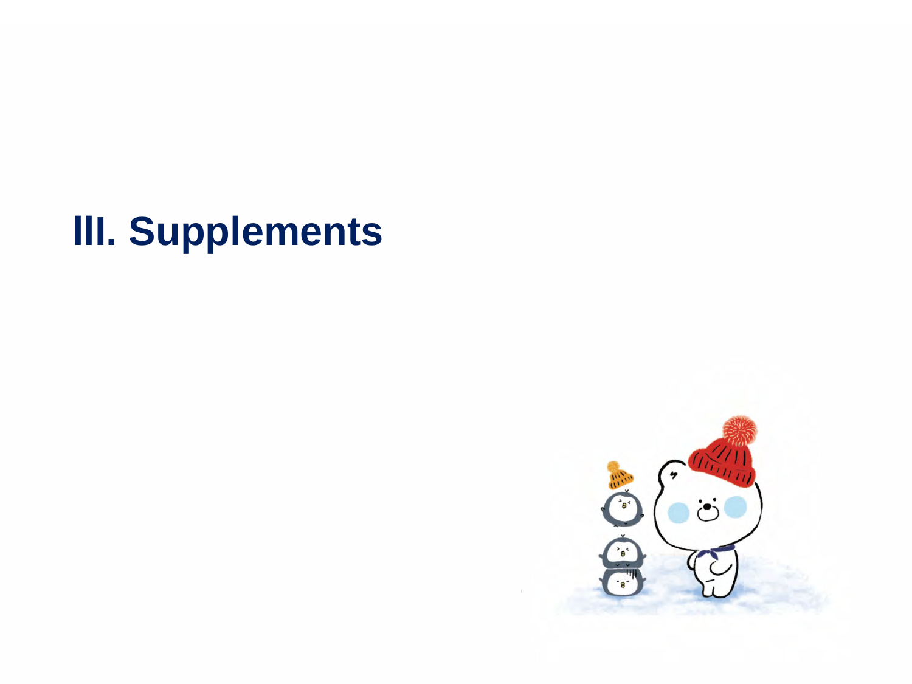# III. Supplements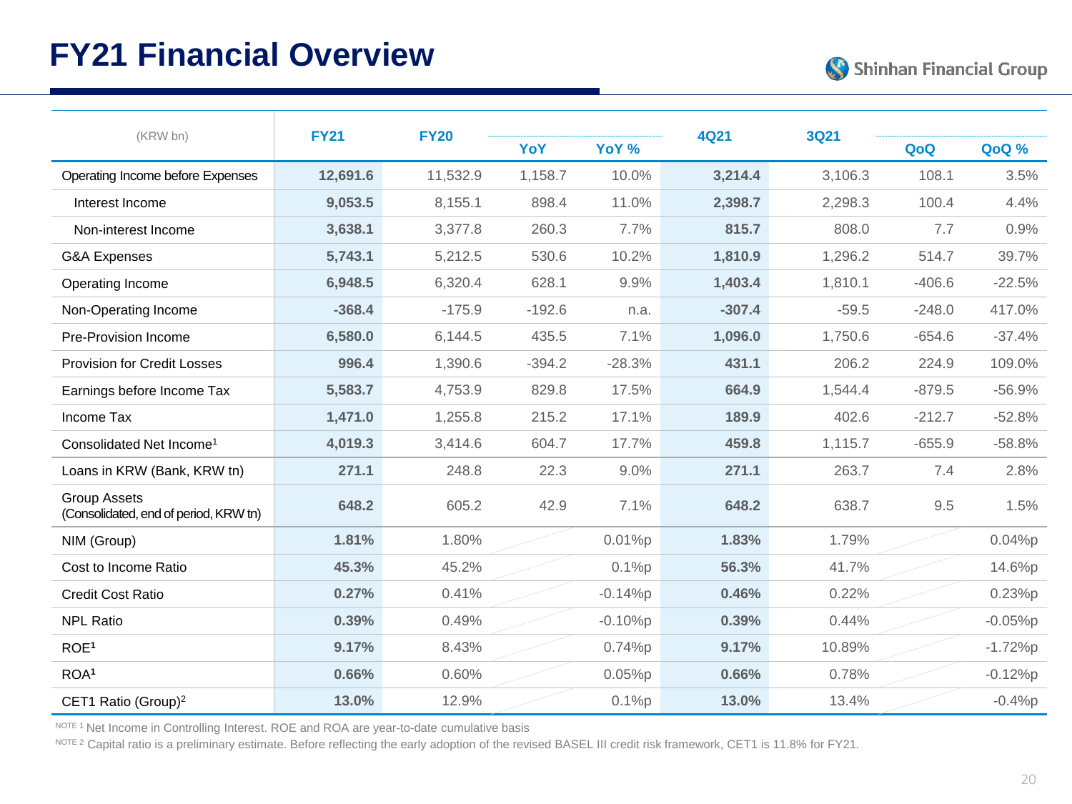# FY21 Financial Overview

| (KRW bn) | FY21 | FY20 | YoY | YoY % | 4Q21 | 3Q21 | QoQ | QoQ % |
|---|---|---|---|---|---|---|---|---|
| Operating Income before Expenses | **12,691.6** | 11,532.9 | 1,158.7 | 10.0% | **3,214.4** | 3,106.3 | 108.1 | 3.5% |
| Interest Income | **9,053.5** | 8,155.1 | 898.4 | 11.0% | **2,398.7** | 2,298.3 | 100.4 | 4.4% |
| Non-interest Income | **3,638.1** | 3,377.8 | 260.3 | 7.7% | **815.7** | 808.0 | 7.7 | 0.9% |
| G&A Expenses | **5,743.1** | 5,212.5 | 530.6 | 10.2% | **1,810.9** | 1,296.2 | 514.7 | 39.7% |
| Operating Income | **6,948.5** | 6,320.4 | 628.1 | 9.9% | **1,403.4** | 1,810.1 | -406.6 | -22.5% |
| Non-Operating Income | **-368.4** | -175.9 | -192.6 | n.a. | **-307.4** | -59.5 | -248.0 | 417.0% |
| Pre-Provision Income | **6,580.0** | 6,144.5 | 435.5 | 7.1% | **1,096.0** | 1,750.6 | -654.6 | -37.4% |
| Provision for Credit Losses | **996.4** | 1,390.6 | -394.2 | -28.3% | **431.1** | 206.2 | 224.9 | 109.0% |
| Earnings before Income Tax | **5,583.7** | 4,753.9 | 829.8 | 17.5% | **664.9** | 1,544.4 | -879.5 | -56.9% |
| Income Tax | **1,471.0** | 1,255.8 | 215.2 | 17.1% | **189.9** | 402.6 | -212.7 | -52.8% |
| Consolidated Net Income[1] | **4,019.3** | 3,414.6 | 604.7 | 17.7% | **459.8** | 1,115.7 | -655.9 | -58.8% |
| Loans in KRW (Bank, KRW tn) | **271.1** | 248.8 | 22.3 | 9.0% | **271.1** | 263.7 | 7.4 | 2.8% |
| Group Assets (Consolidated, end of period, KRW tn) | **648.2** | 605.2 | 42.9 | 7.1% | **648.2** | 638.7 | 9.5 | 1.5% |
| NIM (Group) | **1.81%** | 1.80% | | 0.01%p | **1.83%** | 1.79% | | 0.04%p |
| Cost to Income Ratio | **45.3%** | 45.2% | | 0.1%p | **56.3%** | 41.7% | | 14.6%p |
| Credit Cost Ratio | **0.27%** | 0.41% | | -0.14%p | **0.46%** | 0.22% | | 0.23%p |
| NPL Ratio | **0.39%** | 0.49% | | -0.10%p | **0.39%** | 0.44% | | -0.05%p |
| ROE[1] | **9.17%** | 8.43% | | 0.74%p | **9.17%** | 10.89% | | -1.72%p |
| ROA[1] | **0.66%** | 0.60% | | 0.05%p | **0.66%** | 0.78% | | -0.12%p |
| CET1 Ratio (Group)[2] | **13.0%** | 12.9% | | 0.1%p | **13.0%** | 13.4% | | -0.4%p |

NOTE 1 Net Income in Controlling Interest. ROE and ROA are year-to-date cumulative basis

NOTE 2 Capital ratio is a preliminary estimate. Before reflecting the early adoption of the revised BASEL III credit risk framework, CET1 is 11.8% for FY21.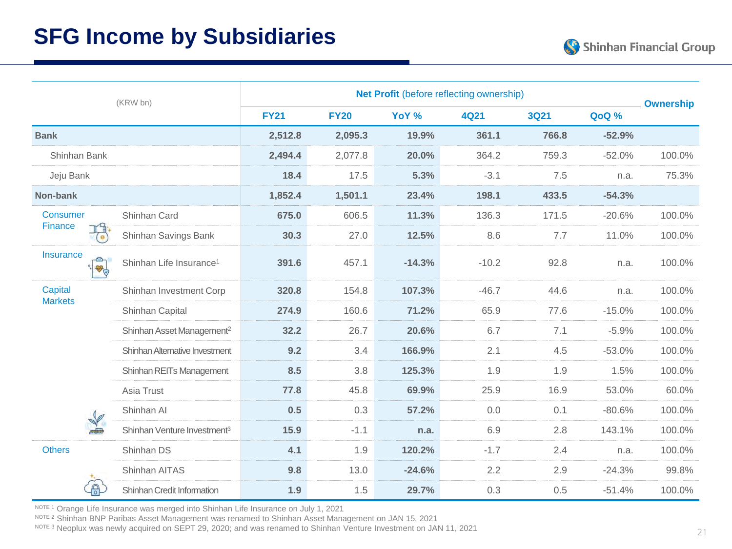# SFG Income by Subsidiaries

| (KRW bn) | | Net Profit (before reflecting ownership) | | | | | | Ownership |
|---|---|---|---|---|---|---|---|---|
| | | FY21 | FY20 | YoY % | 4Q21 | 3Q21 | QoQ % | |
| **Bank** | | **2,512.8** | **2,095.3** | **19.9%** | **361.1** | **766.8** | **-52.9%** | |
| | Shinhan Bank | **2,494.4** | 2,077.8 | **20.0%** | 364.2 | 759.3 | -52.0% | 100.0% |
| | Jeju Bank | **18.4** | 17.5 | **5.3%** | -3.1 | 7.5 | n.a. | 75.3% |
| **Non-bank** | | **1,852.4** | **1,501.1** | **23.4%** | **198.1** | **433.5** | **-54.3%** | |
| Consumer Finance | Shinhan Card | **675.0** | 606.5 | **11.3%** | 136.3 | 171.5 | -20.6% | 100.0% |
| | Shinhan Savings Bank | **30.3** | 27.0 | **12.5%** | 8.6 | 7.7 | 11.0% | 100.0% |
| Insurance | Shinhan Life Insurance[1] | **391.6** | 457.1 | **-14.3%** | -10.2 | 92.8 | n.a. | 100.0% |
| Capital Markets | Shinhan Investment Corp | **320.8** | 154.8 | **107.3%** | -46.7 | 44.6 | n.a. | 100.0% |
| | Shinhan Capital | **274.9** | 160.6 | **71.2%** | 65.9 | 77.6 | -15.0% | 100.0% |
| | Shinhan Asset Management[2] | **32.2** | 26.7 | **20.6%** | 6.7 | 7.1 | -5.9% | 100.0% |
| | Shinhan Alternative Investment | **9.2** | 3.4 | **166.9%** | 2.1 | 4.5 | -53.0% | 100.0% |
| | Shinhan REITs Management | **8.5** | 3.8 | **125.3%** | 1.9 | 1.9 | 1.5% | 100.0% |
| | Asia Trust | **77.8** | 45.8 | **69.9%** | 25.9 | 16.9 | 53.0% | 60.0% |
| | Shinhan AI | **0.5** | 0.3 | **57.2%** | 0.0 | 0.1 | -80.6% | 100.0% |
| | Shinhan Venture Investment[3] | **15.9** | -1.1 | **n.a.** | 6.9 | 2.8 | 143.1% | 100.0% |
| Others | Shinhan DS | **4.1** | 1.9 | **120.2%** | -1.7 | 2.4 | n.a. | 100.0% |
| | Shinhan AITAS | **9.8** | 13.0 | **-24.6%** | 2.2 | 2.9 | -24.3% | 99.8% |
| | Shinhan Credit Information | **1.9** | 1.5 | **29.7%** | 0.3 | 0.5 | -51.4% | 100.0% |

NOTE 1 Orange Life Insurance was merged into Shinhan Life Insurance on July 1, 2021

NOTE 2 Shinhan BNP Paribas Asset Management was renamed to Shinhan Asset Management on JAN 15, 2021

NOTE 3 Neoplux was newly acquired on SEPT 29, 2020; and was renamed to Shinhan Venture Investment on JAN 11, 2021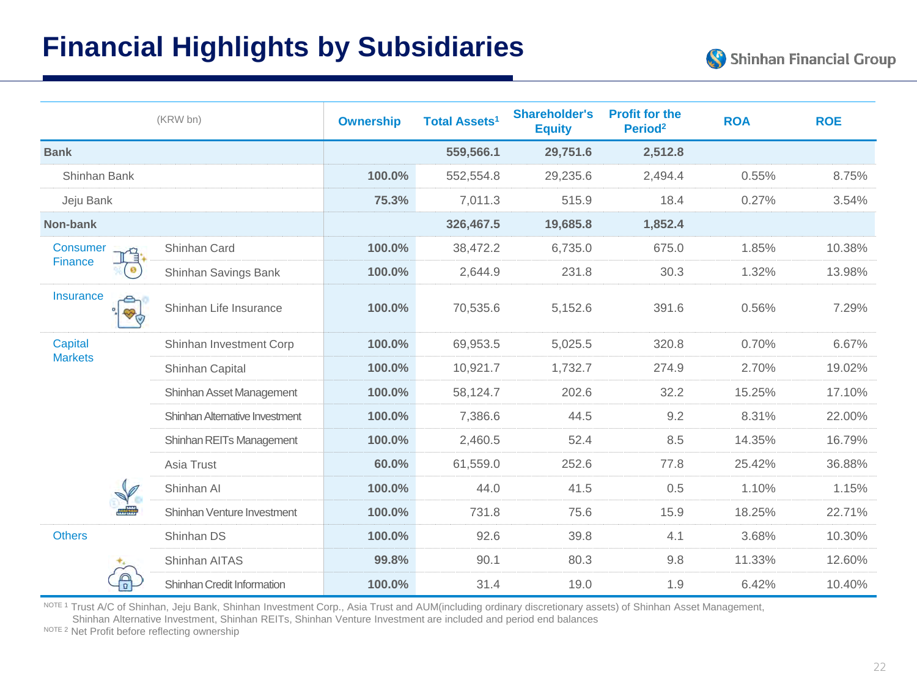# Financial Highlights by Subsidiaries

| (KRW bn) | | Ownership | Total Assets[1] | Shareholder's Equity | Profit for the Period[2] | ROA | ROE |
|---|---|---|---|---|---|---|---|
| **Bank** | | | **559,566.1** | **29,751.6** | **2,512.8** | | |
| | Shinhan Bank | **100.0%** | 552,554.8 | 29,235.6 | 2,494.4 | 0.55% | 8.75% |
| | Jeju Bank | **75.3%** | 7,011.3 | 515.9 | 18.4 | 0.27% | 3.54% |
| **Non-bank** | | | **326,467.5** | **19,685.8** | **1,852.4** | | |
| Consumer Finance | Shinhan Card | **100.0%** | 38,472.2 | 6,735.0 | 675.0 | 1.85% | 10.38% |
| | Shinhan Savings Bank | **100.0%** | 2,644.9 | 231.8 | 30.3 | 1.32% | 13.98% |
| Insurance | Shinhan Life Insurance | **100.0%** | 70,535.6 | 5,152.6 | 391.6 | 0.56% | 7.29% |
| Capital Markets | Shinhan Investment Corp | **100.0%** | 69,953.5 | 5,025.5 | 320.8 | 0.70% | 6.67% |
| | Shinhan Capital | **100.0%** | 10,921.7 | 1,732.7 | 274.9 | 2.70% | 19.02% |
| | Shinhan Asset Management | **100.0%** | 58,124.7 | 202.6 | 32.2 | 15.25% | 17.10% |
| | Shinhan Alternative Investment | **100.0%** | 7,386.6 | 44.5 | 9.2 | 8.31% | 22.00% |
| | Shinhan REITs Management | **100.0%** | 2,460.5 | 52.4 | 8.5 | 14.35% | 16.79% |
| | Asia Trust | **60.0%** | 61,559.0 | 252.6 | 77.8 | 25.42% | 36.88% |
| | Shinhan AI | **100.0%** | 44.0 | 41.5 | 0.5 | 1.10% | 1.15% |
| | Shinhan Venture Investment | **100.0%** | 731.8 | 75.6 | 15.9 | 18.25% | 22.71% |
| Others | Shinhan DS | **100.0%** | 92.6 | 39.8 | 4.1 | 3.68% | 10.30% |
| | Shinhan AITAS | **99.8%** | 90.1 | 80.3 | 9.8 | 11.33% | 12.60% |
| | Shinhan Credit Information | **100.0%** | 31.4 | 19.0 | 1.9 | 6.42% | 10.40% |

NOTE 1 Trust A/C of Shinhan, Jeju Bank, Shinhan Investment Corp., Asia Trust and AUM(including ordinary discretionary assets) of Shinhan Asset Management, Shinhan Alternative Investment, Shinhan REITs, Shinhan Venture Investment are included and period end balances

NOTE 2 Net Profit before reflecting ownership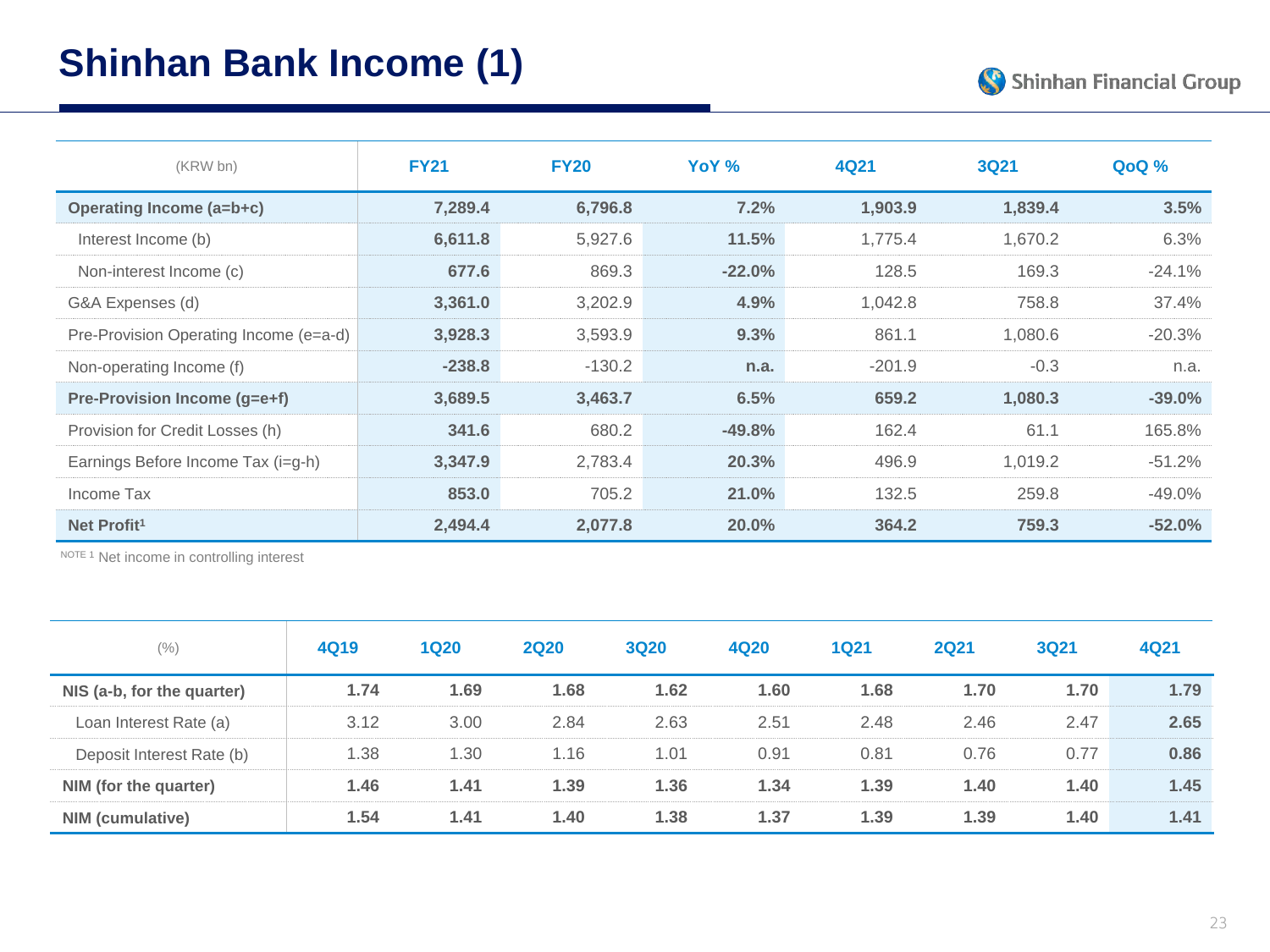# Shinhan Bank Income (1)

| (KRW bn) | FY21 | FY20 | YoY % | 4Q21 | 3Q21 | QoQ % |
|---|---|---|---|---|---|---|
| **Operating Income (a=b+c)** | **7,289.4** | **6,796.8** | **7.2%** | **1,903.9** | **1,839.4** | **3.5%** |
| Interest Income (b) | **6,611.8** | 5,927.6 | **11.5%** | 1,775.4 | 1,670.2 | 6.3% |
| Non-interest Income (c) | **677.6** | 869.3 | **-22.0%** | 128.5 | 169.3 | -24.1% |
| G&A Expenses (d) | **3,361.0** | 3,202.9 | **4.9%** | 1,042.8 | 758.8 | 37.4% |
| Pre-Provision Operating Income (e=a-d) | **3,928.3** | 3,593.9 | **9.3%** | 861.1 | 1,080.6 | -20.3% |
| Non-operating Income (f) | **-238.8** | -130.2 | **n.a.** | -201.9 | -0.3 | n.a. |
| **Pre-Provision Income (g=e+f)** | **3,689.5** | **3,463.7** | **6.5%** | **659.2** | **1,080.3** | **-39.0%** |
| Provision for Credit Losses (h) | **341.6** | 680.2 | **-49.8%** | 162.4 | 61.1 | 165.8% |
| Earnings Before Income Tax (i=g-h) | **3,347.9** | 2,783.4 | **20.3%** | 496.9 | 1,019.2 | -51.2% |
| Income Tax | **853.0** | 705.2 | **21.0%** | 132.5 | 259.8 | -49.0% |
| **Net Profit[1]** | **2,494.4** | **2,077.8** | **20.0%** | **364.2** | **759.3** | **-52.0%** |

NOTE 1 Net income in controlling interest

| (%) | 4Q19 | 1Q20 | 2Q20 | 3Q20 | 4Q20 | 1Q21 | 2Q21 | 3Q21 | 4Q21 |
|---|---|---|---|---|---|---|---|---|---|
| **NIS (a-b, for the quarter)** | **1.74** | **1.69** | **1.68** | **1.62** | **1.60** | **1.68** | **1.70** | **1.70** | **1.79** |
| Loan Interest Rate (a) | 3.12 | 3.00 | 2.84 | 2.63 | 2.51 | 2.48 | 2.46 | 2.47 | **2.65** |
| Deposit Interest Rate (b) | 1.38 | 1.30 | 1.16 | 1.01 | 0.91 | 0.81 | 0.76 | 0.77 | **0.86** |
| **NIM (for the quarter)** | **1.46** | **1.41** | **1.39** | **1.36** | **1.34** | **1.39** | **1.40** | **1.40** | **1.45** |
| **NIM (cumulative)** | **1.54** | **1.41** | **1.40** | **1.38** | **1.37** | **1.39** | **1.39** | **1.40** | **1.41** |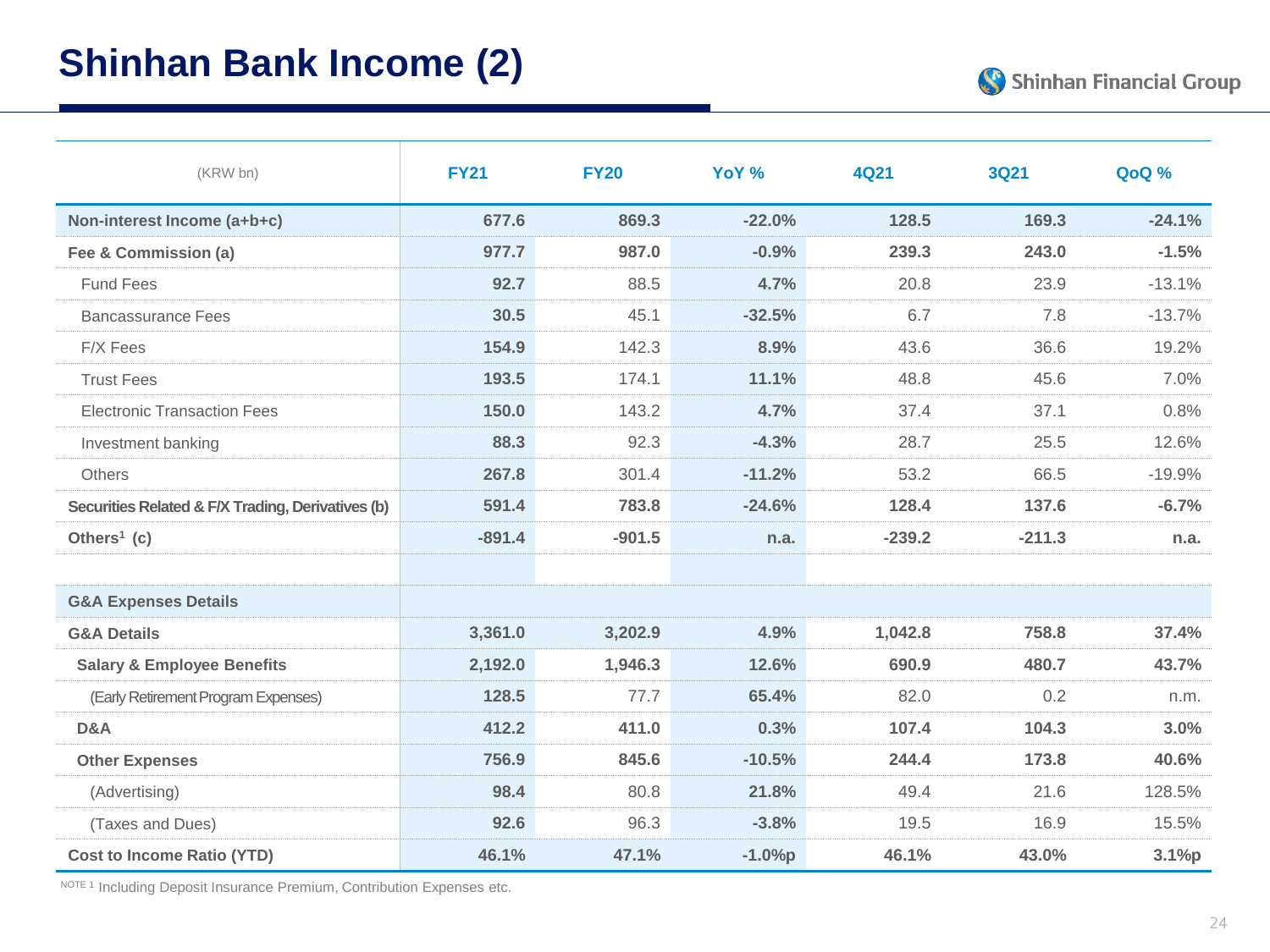# Shinhan Bank Income (2)

| (KRW bn) | FY21 | FY20 | YoY % | 4Q21 | 3Q21 | QoQ % |
|---|---|---|---|---|---|---|
| **Non-interest Income (a+b+c)** | **677.6** | **869.3** | **-22.0%** | **128.5** | **169.3** | **-24.1%** |
| **Fee & Commission (a)** | **977.7** | **987.0** | **-0.9%** | **239.3** | **243.0** | **-1.5%** |
| Fund Fees | **92.7** | 88.5 | **4.7%** | 20.8 | 23.9 | -13.1% |
| Bancassurance Fees | **30.5** | 45.1 | **-32.5%** | 6.7 | 7.8 | -13.7% |
| F/X Fees | **154.9** | 142.3 | **8.9%** | 43.6 | 36.6 | 19.2% |
| Trust Fees | **193.5** | 174.1 | **11.1%** | 48.8 | 45.6 | 7.0% |
| Electronic Transaction Fees | **150.0** | 143.2 | **4.7%** | 37.4 | 37.1 | 0.8% |
| Investment banking | **88.3** | 92.3 | **-4.3%** | 28.7 | 25.5 | 12.6% |
| Others | **267.8** | 301.4 | **-11.2%** | 53.2 | 66.5 | -19.9% |
| **Securities Related & F/X Trading, Derivatives (b)** | **591.4** | **783.8** | **-24.6%** | **128.4** | **137.6** | **-6.7%** |
| **Others[1] (c)** | **-891.4** | **-901.5** | **n.a.** | **-239.2** | **-211.3** | **n.a.** |
| | | | | | | |
| **G&A Expenses Details** | | | | | | |
| **G&A Details** | **3,361.0** | **3,202.9** | **4.9%** | **1,042.8** | **758.8** | **37.4%** |
| **Salary & Employee Benefits** | **2,192.0** | **1,946.3** | **12.6%** | **690.9** | **480.7** | **43.7%** |
| (Early Retirement Program Expenses) | **128.5** | 77.7 | **65.4%** | 82.0 | 0.2 | n.m. |
| **D&A** | **412.2** | **411.0** | **0.3%** | **107.4** | **104.3** | **3.0%** |
| **Other Expenses** | **756.9** | **845.6** | **-10.5%** | **244.4** | **173.8** | **40.6%** |
| (Advertising) | **98.4** | 80.8 | **21.8%** | 49.4 | 21.6 | 128.5% |
| (Taxes and Dues) | **92.6** | 96.3 | **-3.8%** | 19.5 | 16.9 | 15.5% |
| **Cost to Income Ratio (YTD)** | **46.1%** | **47.1%** | **-1.0%p** | **46.1%** | **43.0%** | **3.1%p** |

NOTE 1 Including Deposit Insurance Premium, Contribution Expenses etc.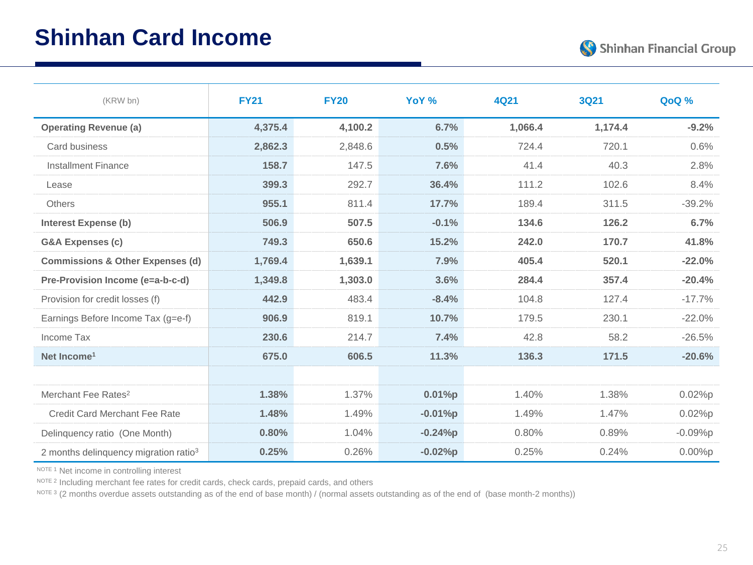# Shinhan Card Income

| (KRW bn) | FY21 | FY20 | YoY % | 4Q21 | 3Q21 | QoQ % |
|---|---|---|---|---|---|---|
| **Operating Revenue (a)** | **4,375.4** | **4,100.2** | **6.7%** | **1,066.4** | **1,174.4** | **-9.2%** |
| Card business | **2,862.3** | 2,848.6 | **0.5%** | 724.4 | 720.1 | 0.6% |
| Installment Finance | **158.7** | 147.5 | **7.6%** | 41.4 | 40.3 | 2.8% |
| Lease | **399.3** | 292.7 | **36.4%** | 111.2 | 102.6 | 8.4% |
| Others | **955.1** | 811.4 | **17.7%** | 189.4 | 311.5 | -39.2% |
| **Interest Expense (b)** | **506.9** | **507.5** | **-0.1%** | **134.6** | **126.2** | **6.7%** |
| **G&A Expenses (c)** | **749.3** | **650.6** | **15.2%** | **242.0** | **170.7** | **41.8%** |
| **Commissions & Other Expenses (d)** | **1,769.4** | **1,639.1** | **7.9%** | **405.4** | **520.1** | **-22.0%** |
| **Pre-Provision Income (e=a-b-c-d)** | **1,349.8** | **1,303.0** | **3.6%** | **284.4** | **357.4** | **-20.4%** |
| Provision for credit losses (f) | **442.9** | 483.4 | **-8.4%** | 104.8 | 127.4 | -17.7% |
| Earnings Before Income Tax (g=e-f) | **906.9** | 819.1 | **10.7%** | 179.5 | 230.1 | -22.0% |
| Income Tax | **230.6** | 214.7 | **7.4%** | 42.8 | 58.2 | -26.5% |
| **Net Income[1]** | **675.0** | **606.5** | **11.3%** | **136.3** | **171.5** | **-20.6%** |
| | | | | | | |
| Merchant Fee Rates[2] | **1.38%** | 1.37% | **0.01%p** | 1.40% | 1.38% | 0.02%p |
| Credit Card Merchant Fee Rate | **1.48%** | 1.49% | **-0.01%p** | 1.49% | 1.47% | 0.02%p |
| Delinquency ratio (One Month) | **0.80%** | 1.04% | **-0.24%p** | 0.80% | 0.89% | -0.09%p |
| 2 months delinquency migration ratio[3] | **0.25%** | 0.26% | **-0.02%p** | 0.25% | 0.24% | 0.00%p |

NOTE 1 Net income in controlling interest

NOTE 2 Including merchant fee rates for credit cards, check cards, prepaid cards, and others

NOTE 3 (2 months overdue assets outstanding as of the end of base month) / (normal assets outstanding as of the end of (base month-2 months))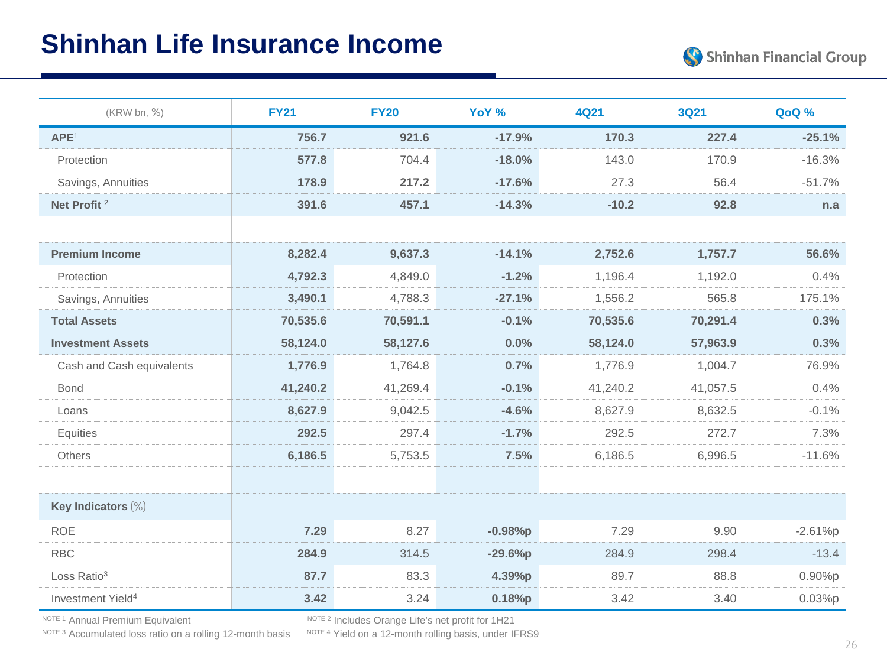# Shinhan Life Insurance Income

| (KRW bn, %) | FY21 | FY20 | YoY % | 4Q21 | 3Q21 | QoQ % |
|---|---|---|---|---|---|---|
| **APE**[1] | **756.7** | **921.6** | **-17.9%** | **170.3** | **227.4** | **-25.1%** |
| Protection | **577.8** | 704.4 | **-18.0%** | 143.0 | 170.9 | -16.3% |
| Savings, Annuities | **178.9** | **217.2** | **-17.6%** | 27.3 | 56.4 | -51.7% |
| **Net Profit** [2] | **391.6** | **457.1** | **-14.3%** | **-10.2** | **92.8** | **n.a** |
| | | | | | | |
| **Premium Income** | **8,282.4** | **9,637.3** | **-14.1%** | **2,752.6** | **1,757.7** | **56.6%** |
| Protection | **4,792.3** | 4,849.0 | **-1.2%** | 1,196.4 | 1,192.0 | 0.4% |
| Savings, Annuities | **3,490.1** | 4,788.3 | **-27.1%** | 1,556.2 | 565.8 | 175.1% |
| **Total Assets** | **70,535.6** | **70,591.1** | **-0.1%** | **70,535.6** | **70,291.4** | **0.3%** |
| **Investment Assets** | **58,124.0** | **58,127.6** | **0.0%** | **58,124.0** | **57,963.9** | **0.3%** |
| Cash and Cash equivalents | **1,776.9** | 1,764.8 | **0.7%** | 1,776.9 | 1,004.7 | 76.9% |
| Bond | **41,240.2** | 41,269.4 | **-0.1%** | 41,240.2 | 41,057.5 | 0.4% |
| Loans | **8,627.9** | 9,042.5 | **-4.6%** | 8,627.9 | 8,632.5 | -0.1% |
| Equities | **292.5** | 297.4 | **-1.7%** | 292.5 | 272.7 | 7.3% |
| Others | **6,186.5** | 5,753.5 | **7.5%** | 6,186.5 | 6,996.5 | -11.6% |
| | | | | | | |
| **Key Indicators** (%) | | | | | | |
| ROE | **7.29** | 8.27 | **-0.98%p** | 7.29 | 9.90 | -2.61%p |
| RBC | **284.9** | 314.5 | **-29.6%p** | 284.9 | 298.4 | -13.4 |
| Loss Ratio[3] | **87.7** | 83.3 | **4.39%p** | 89.7 | 88.8 | 0.90%p |
| Investment Yield[4] | **3.42** | 3.24 | **0.18%p** | 3.42 | 3.40 | 0.03%p |

NOTE 1 Annual Premium Equivalent

NOTE 2 Includes Orange Life's net profit for 1H21

NOTE 3 Accumulated loss ratio on a rolling 12-month basis

NOTE 4 Yield on a 12-month rolling basis, under IFRS9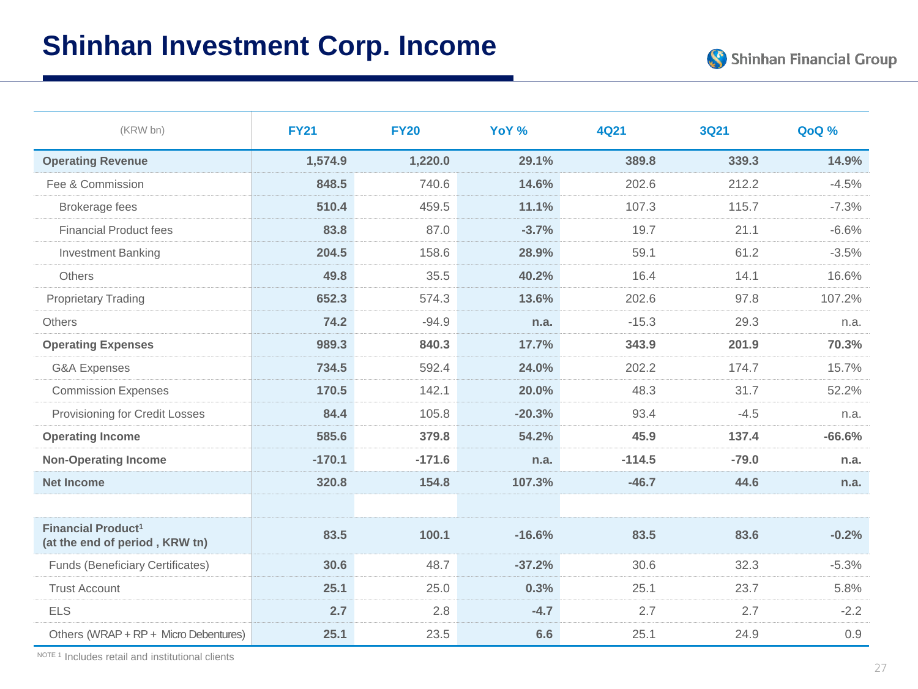# Shinhan Investment Corp. Income

| (KRW bn) | FY21 | FY20 | YoY % | 4Q21 | 3Q21 | QoQ % |
|---|---|---|---|---|---|---|
| **Operating Revenue** | **1,574.9** | **1,220.0** | **29.1%** | **389.8** | **339.3** | **14.9%** |
| Fee & Commission | **848.5** | 740.6 | **14.6%** | 202.6 | 212.2 | -4.5% |
| Brokerage fees | **510.4** | 459.5 | **11.1%** | 107.3 | 115.7 | -7.3% |
| Financial Product fees | **83.8** | 87.0 | **-3.7%** | 19.7 | 21.1 | -6.6% |
| Investment Banking | **204.5** | 158.6 | **28.9%** | 59.1 | 61.2 | -3.5% |
| Others | **49.8** | 35.5 | **40.2%** | 16.4 | 14.1 | 16.6% |
| Proprietary Trading | **652.3** | 574.3 | **13.6%** | 202.6 | 97.8 | 107.2% |
| Others | **74.2** | -94.9 | **n.a.** | -15.3 | 29.3 | n.a. |
| **Operating Expenses** | **989.3** | **840.3** | **17.7%** | **343.9** | **201.9** | **70.3%** |
| G&A Expenses | **734.5** | 592.4 | **24.0%** | 202.2 | 174.7 | 15.7% |
| Commission Expenses | **170.5** | 142.1 | **20.0%** | 48.3 | 31.7 | 52.2% |
| Provisioning for Credit Losses | **84.4** | 105.8 | **-20.3%** | 93.4 | -4.5 | n.a. |
| **Operating Income** | **585.6** | **379.8** | **54.2%** | **45.9** | **137.4** | **-66.6%** |
| **Non-Operating Income** | **-170.1** | **-171.6** | **n.a.** | **-114.5** | **-79.0** | **n.a.** |
| **Net Income** | **320.8** | **154.8** | **107.3%** | **-46.7** | **44.6** | **n.a.** |
| | | | | | | |
| **Financial Product[1] (at the end of period , KRW tn)** | **83.5** | **100.1** | **-16.6%** | **83.5** | **83.6** | **-0.2%** |
| Funds (Beneficiary Certificates) | **30.6** | 48.7 | **-37.2%** | 30.6 | 32.3 | -5.3% |
| Trust Account | **25.1** | 25.0 | **0.3%** | 25.1 | 23.7 | 5.8% |
| ELS | **2.7** | 2.8 | **-4.7** | 2.7 | 2.7 | -2.2 |
| Others (WRAP + RP + Micro Debentures) | **25.1** | 23.5 | **6.6** | 25.1 | 24.9 | 0.9 |

NOTE 1 Includes retail and institutional clients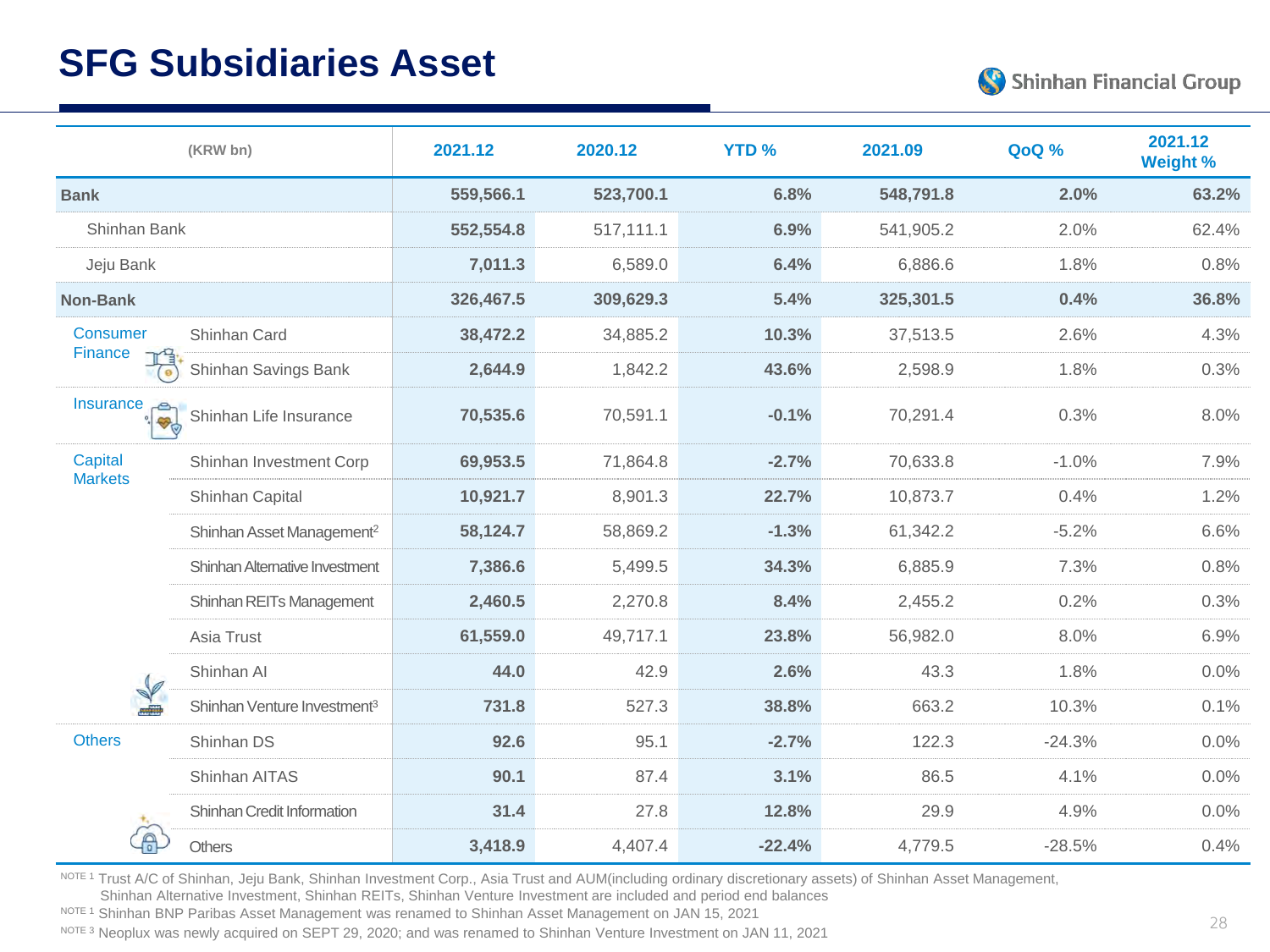# SFG Subsidiaries Asset

| (KRW bn) | | 2021.12 | 2020.12 | YTD % | 2021.09 | QoQ % | 2021.12 Weight % |
|---|---|---|---|---|---|---|---|
| **Bank** | | **559,566.1** | **523,700.1** | **6.8%** | **548,791.8** | **2.0%** | **63.2%** |
| Shinhan Bank | | **552,554.8** | 517,111.1 | **6.9%** | 541,905.2 | 2.0% | 62.4% |
| Jeju Bank | | **7,011.3** | 6,589.0 | **6.4%** | 6,886.6 | 1.8% | 0.8% |
| **Non-Bank** | | **326,467.5** | **309,629.3** | **5.4%** | **325,301.5** | **0.4%** | **36.8%** |
| Consumer Finance | Shinhan Card | **38,472.2** | 34,885.2 | **10.3%** | 37,513.5 | 2.6% | 4.3% |
| | Shinhan Savings Bank | **2,644.9** | 1,842.2 | **43.6%** | 2,598.9 | 1.8% | 0.3% |
| Insurance | Shinhan Life Insurance | **70,535.6** | 70,591.1 | **-0.1%** | 70,291.4 | 0.3% | 8.0% |
| Capital Markets | Shinhan Investment Corp | **69,953.5** | 71,864.8 | **-2.7%** | 70,633.8 | -1.0% | 7.9% |
| | Shinhan Capital | **10,921.7** | 8,901.3 | **22.7%** | 10,873.7 | 0.4% | 1.2% |
| | Shinhan Asset Management[2] | **58,124.7** | 58,869.2 | **-1.3%** | 61,342.2 | -5.2% | 6.6% |
| | Shinhan Alternative Investment | **7,386.6** | 5,499.5 | **34.3%** | 6,885.9 | 7.3% | 0.8% |
| | Shinhan REITs Management | **2,460.5** | 2,270.8 | **8.4%** | 2,455.2 | 0.2% | 0.3% |
| | Asia Trust | **61,559.0** | 49,717.1 | **23.8%** | 56,982.0 | 8.0% | 6.9% |
| | Shinhan AI | **44.0** | 42.9 | **2.6%** | 43.3 | 1.8% | 0.0% |
| | Shinhan Venture Investment[3] | **731.8** | 527.3 | **38.8%** | 663.2 | 10.3% | 0.1% |
| Others | Shinhan DS | **92.6** | 95.1 | **-2.7%** | 122.3 | -24.3% | 0.0% |
| | Shinhan AITAS | **90.1** | 87.4 | **3.1%** | 86.5 | 4.1% | 0.0% |
| | Shinhan Credit Information | **31.4** | 27.8 | **12.8%** | 29.9 | 4.9% | 0.0% |
| | Others | **3,418.9** | 4,407.4 | **-22.4%** | 4,779.5 | -28.5% | 0.4% |

NOTE 1 Trust A/C of Shinhan, Jeju Bank, Shinhan Investment Corp., Asia Trust and AUM(including ordinary discretionary assets) of Shinhan Asset Management, Shinhan Alternative Investment, Shinhan REITs, Shinhan Venture Investment are included and period end balances

NOTE 1 Shinhan BNP Paribas Asset Management was renamed to Shinhan Asset Management on JAN 15, 2021

NOTE 3 Neoplux was newly acquired on SEPT 29, 2020; and was renamed to Shinhan Venture Investment on JAN 11, 2021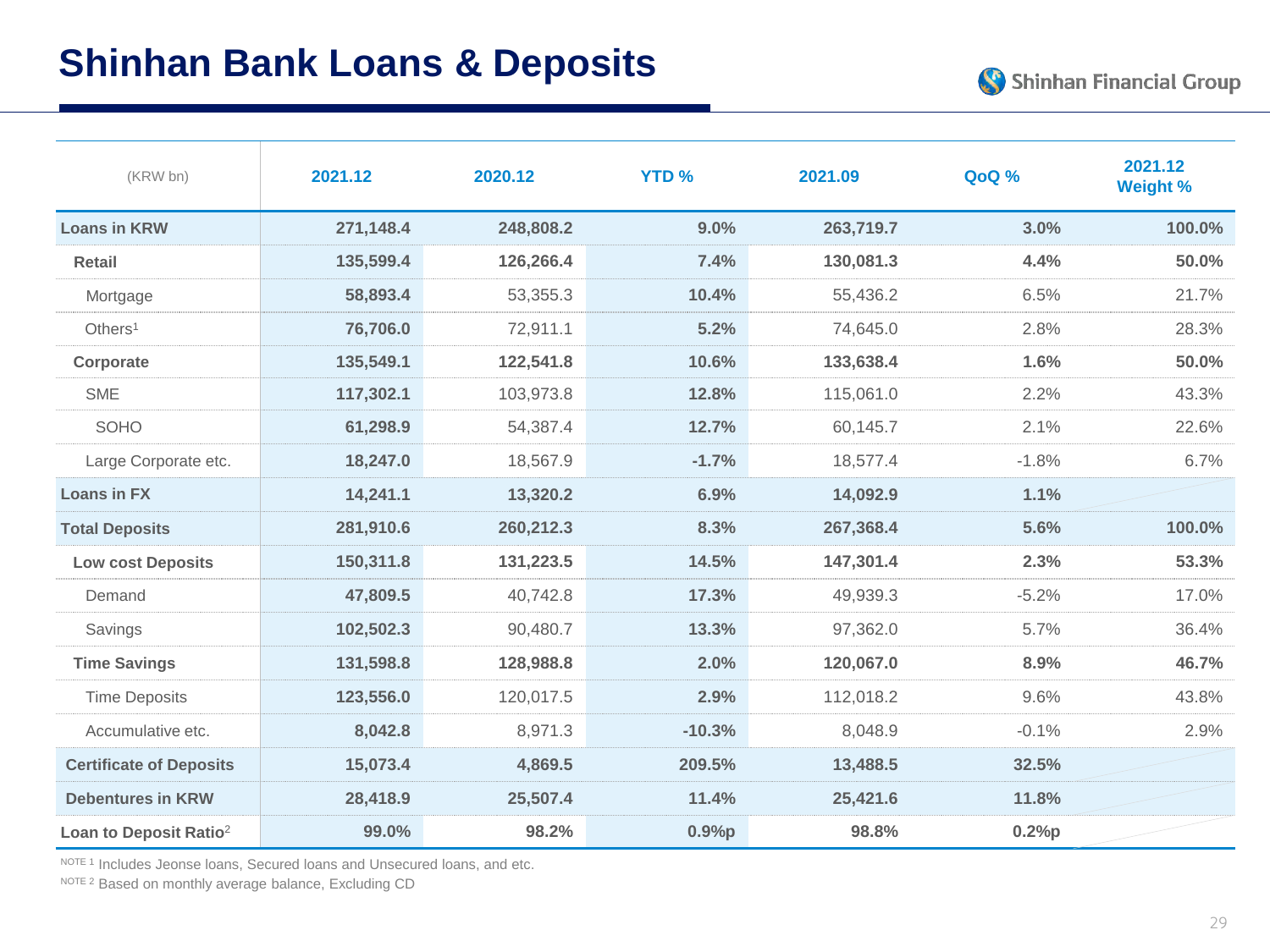# Shinhan Bank Loans & Deposits

| (KRW bn) | 2021.12 | 2020.12 | YTD % | 2021.09 | QoQ % | 2021.12 Weight % |
|---|---|---|---|---|---|---|
| **Loans in KRW** | **271,148.4** | **248,808.2** | **9.0%** | **263,719.7** | **3.0%** | **100.0%** |
| **Retail** | **135,599.4** | **126,266.4** | **7.4%** | **130,081.3** | **4.4%** | **50.0%** |
| Mortgage | **58,893.4** | 53,355.3 | **10.4%** | 55,436.2 | 6.5% | 21.7% |
| Others[1] | **76,706.0** | 72,911.1 | **5.2%** | 74,645.0 | 2.8% | 28.3% |
| **Corporate** | **135,549.1** | **122,541.8** | **10.6%** | **133,638.4** | **1.6%** | **50.0%** |
| SME | **117,302.1** | 103,973.8 | **12.8%** | 115,061.0 | 2.2% | 43.3% |
| SOHO | **61,298.9** | 54,387.4 | **12.7%** | 60,145.7 | 2.1% | 22.6% |
| Large Corporate etc. | **18,247.0** | 18,567.9 | **-1.7%** | 18,577.4 | -1.8% | 6.7% |
| **Loans in FX** | **14,241.1** | **13,320.2** | **6.9%** | **14,092.9** | **1.1%** | |
| **Total Deposits** | **281,910.6** | **260,212.3** | **8.3%** | **267,368.4** | **5.6%** | **100.0%** |
| **Low cost Deposits** | **150,311.8** | **131,223.5** | **14.5%** | **147,301.4** | **2.3%** | **53.3%** |
| Demand | **47,809.5** | 40,742.8 | **17.3%** | 49,939.3 | -5.2% | 17.0% |
| Savings | **102,502.3** | 90,480.7 | **13.3%** | 97,362.0 | 5.7% | 36.4% |
| **Time Savings** | **131,598.8** | **128,988.8** | **2.0%** | **120,067.0** | **8.9%** | **46.7%** |
| Time Deposits | **123,556.0** | 120,017.5 | **2.9%** | 112,018.2 | 9.6% | 43.8% |
| Accumulative etc. | **8,042.8** | 8,971.3 | **-10.3%** | 8,048.9 | -0.1% | 2.9% |
| **Certificate of Deposits** | **15,073.4** | **4,869.5** | **209.5%** | **13,488.5** | **32.5%** | |
| **Debentures in KRW** | **28,418.9** | **25,507.4** | **11.4%** | **25,421.6** | **11.8%** | |
| **Loan to Deposit Ratio[2]** | **99.0%** | **98.2%** | **0.9%p** | **98.8%** | **0.2%p** | |

NOTE 1 Includes Jeonse loans, Secured loans and Unsecured loans, and etc.

NOTE 2 Based on monthly average balance, Excluding CD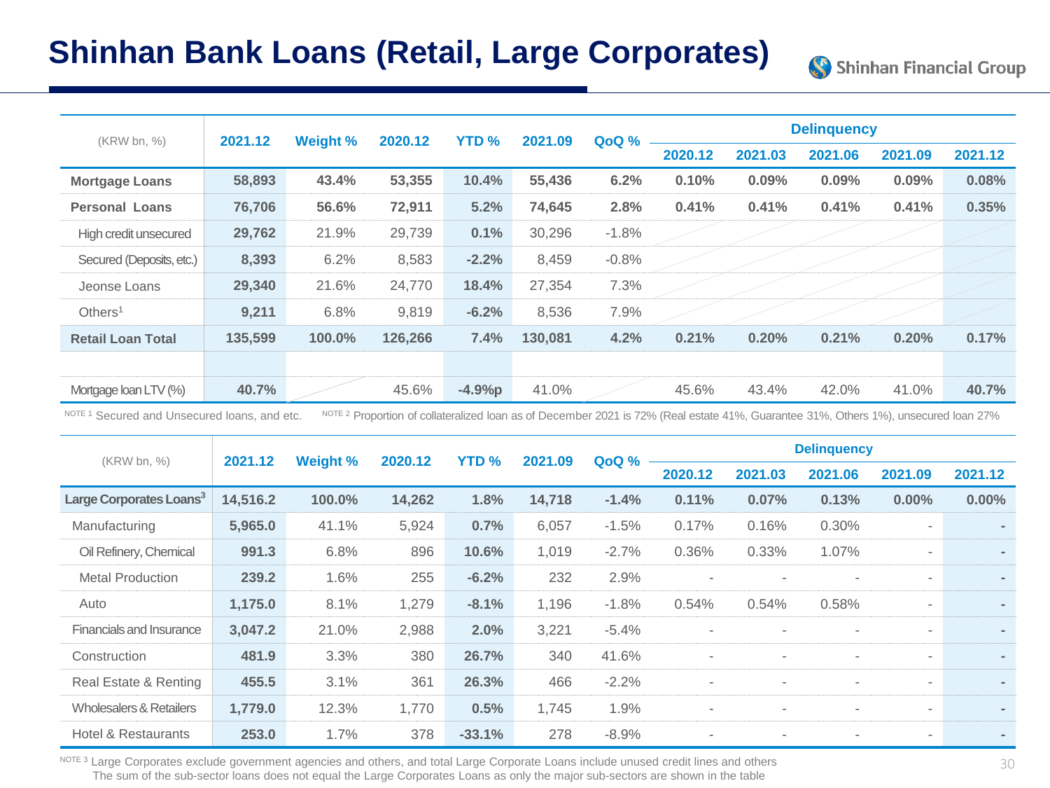# Shinhan Bank Loans (Retail, Large Corporates)

| (KRW bn, %) | 2021.12 | Weight % | 2020.12 | YTD % | 2021.09 | QoQ % | Delinquency | | | | |
|---|---|---|---|---|---|---|---|---|---|---|---|
| | | | | | | | 2020.12 | 2021.03 | 2021.06 | 2021.09 | 2021.12 |
| **Mortgage Loans** | **58,893** | **43.4%** | **53,355** | **10.4%** | **55,436** | **6.2%** | **0.10%** | **0.09%** | **0.09%** | **0.09%** | **0.08%** |
| **Personal Loans** | **76,706** | **56.6%** | **72,911** | **5.2%** | **74,645** | **2.8%** | **0.41%** | **0.41%** | **0.41%** | **0.41%** | **0.35%** |
| High credit unsecured | **29,762** | 21.9% | 29,739 | **0.1%** | 30,296 | -1.8% | | | | | |
| Secured (Deposits, etc.) | **8,393** | 6.2% | 8,583 | **-2.2%** | 8,459 | -0.8% | | | | | |
| Jeonse Loans | **29,340** | 21.6% | 24,770 | **18.4%** | 27,354 | 7.3% | | | | | |
| Others[1] | **9,211** | 6.8% | 9,819 | **-6.2%** | 8,536 | 7.9% | | | | | |
| **Retail Loan Total** | **135,599** | **100.0%** | **126,266** | **7.4%** | **130,081** | **4.2%** | **0.21%** | **0.20%** | **0.21%** | **0.20%** | **0.17%** |
| | | | | | | | | | | | |
| Mortgage loan LTV (%) | **40.7%** | | 45.6% | **-4.9%p** | 41.0% | | 45.6% | 43.4% | 42.0% | 41.0% | **40.7%** |

NOTE 1 Secured and Unsecured loans, and etc. NOTE 2 Proportion of collateralized loan as of December 2021 is 72% (Real estate 41%, Guarantee 31%, Others 1%), unsecured loan 27%

| (KRW bn, %) | 2021.12 | Weight % | 2020.12 | YTD % | 2021.09 | QoQ % | Delinquency | | | | |
|---|---|---|---|---|---|---|---|---|---|---|---|
| | | | | | | | 2020.12 | 2021.03 | 2021.06 | 2021.09 | 2021.12 |
| **Large Corporates Loans[3]** | **14,516.2** | **100.0%** | **14,262** | **1.8%** | **14,718** | **-1.4%** | **0.11%** | **0.07%** | **0.13%** | **0.00%** | **0.00%** |
| Manufacturing | **5,965.0** | 41.1% | 5,924 | **0.7%** | 6,057 | -1.5% | 0.17% | 0.16% | 0.30% | - | - |
| Oil Refinery, Chemical | **991.3** | 6.8% | 896 | **10.6%** | 1,019 | -2.7% | 0.36% | 0.33% | 1.07% | - | - |
| Metal Production | **239.2** | 1.6% | 255 | **-6.2%** | 232 | 2.9% | - | - | - | - | - |
| Auto | **1,175.0** | 8.1% | 1,279 | **-8.1%** | 1,196 | -1.8% | 0.54% | 0.54% | 0.58% | - | - |
| Financials and Insurance | **3,047.2** | 21.0% | 2,988 | **2.0%** | 3,221 | -5.4% | - | - | - | - | - |
| Construction | **481.9** | 3.3% | 380 | **26.7%** | 340 | 41.6% | - | - | - | - | - |
| Real Estate & Renting | **455.5** | 3.1% | 361 | **26.3%** | 466 | -2.2% | - | - | - | - | - |
| Wholesalers & Retailers | **1,779.0** | 12.3% | 1,770 | **0.5%** | 1,745 | 1.9% | - | - | - | - | - |
| Hotel & Restaurants | **253.0** | 1.7% | 378 | **-33.1%** | 278 | -8.9% | - | - | - | - | - |

NOTE 3 Large Corporates exclude government agencies and others, and total Large Corporate Loans include unused credit lines and others
The sum of the sub-sector loans does not equal the Large Corporates Loans as only the major sub-sectors are shown in the table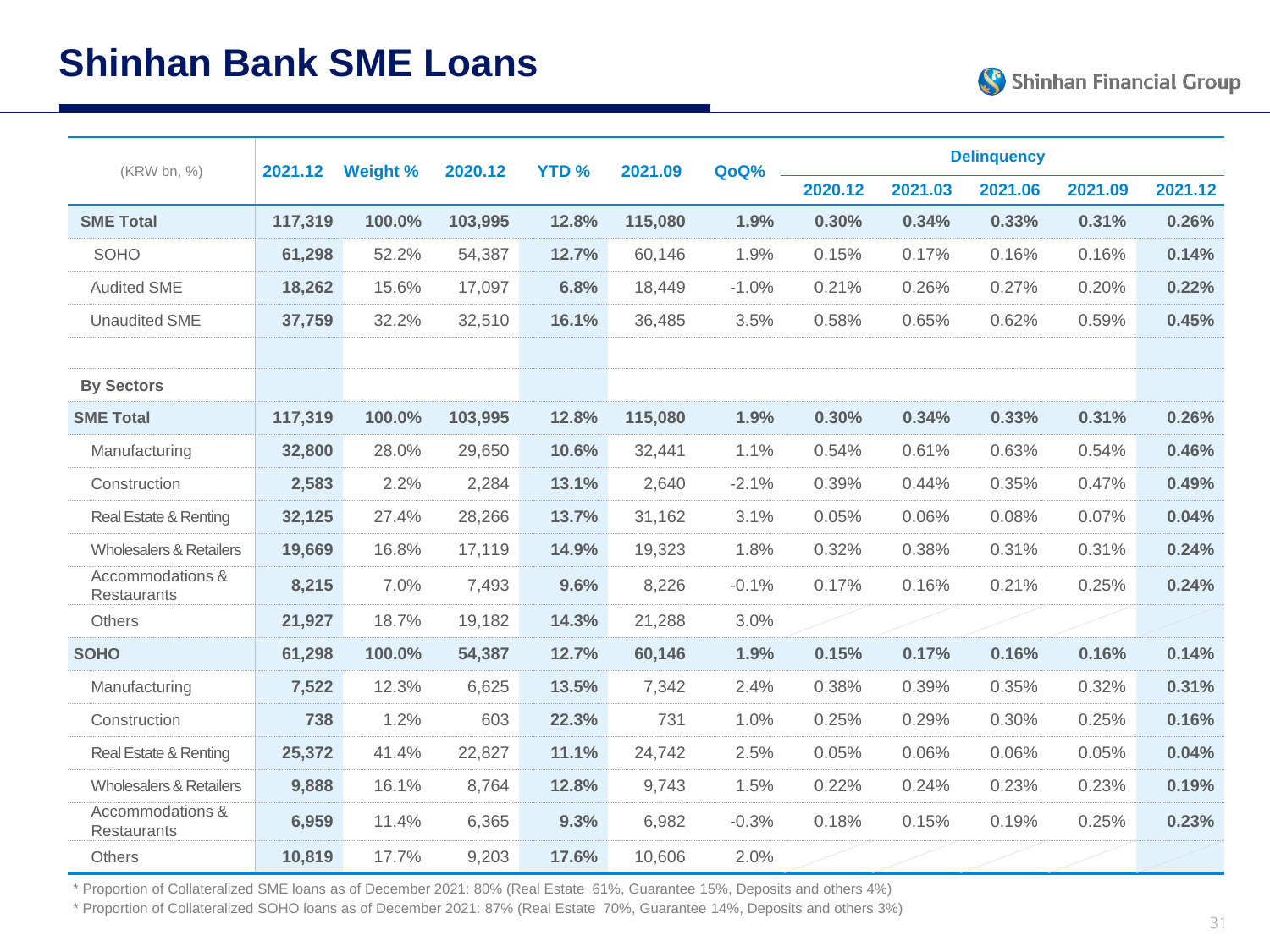# Shinhan Bank SME Loans

| (KRW bn, %) | 2021.12 | Weight % | 2020.12 | YTD % | 2021.09 | QoQ% | Delinquency | | | | |
|---|---|---|---|---|---|---|---|---|---|---|---|
| | | | | | | | 2020.12 | 2021.03 | 2021.06 | 2021.09 | 2021.12 |
| **SME Total** | **117,319** | **100.0%** | **103,995** | **12.8%** | **115,080** | **1.9%** | **0.30%** | **0.34%** | **0.33%** | **0.31%** | **0.26%** |
| SOHO | **61,298** | 52.2% | 54,387 | **12.7%** | 60,146 | 1.9% | 0.15% | 0.17% | 0.16% | 0.16% | **0.14%** |
| Audited SME | **18,262** | 15.6% | 17,097 | **6.8%** | 18,449 | -1.0% | 0.21% | 0.26% | 0.27% | 0.20% | **0.22%** |
| Unaudited SME | **37,759** | 32.2% | 32,510 | **16.1%** | 36,485 | 3.5% | 0.58% | 0.65% | 0.62% | 0.59% | **0.45%** |
| | | | | | | | | | | | |
| **By Sectors** | | | | | | | | | | | |
| **SME Total** | **117,319** | **100.0%** | **103,995** | **12.8%** | **115,080** | **1.9%** | **0.30%** | **0.34%** | **0.33%** | **0.31%** | **0.26%** |
| Manufacturing | **32,800** | 28.0% | 29,650 | **10.6%** | 32,441 | 1.1% | 0.54% | 0.61% | 0.63% | 0.54% | **0.46%** |
| Construction | **2,583** | 2.2% | 2,284 | **13.1%** | 2,640 | -2.1% | 0.39% | 0.44% | 0.35% | 0.47% | **0.49%** |
| Real Estate & Renting | **32,125** | 27.4% | 28,266 | **13.7%** | 31,162 | 3.1% | 0.05% | 0.06% | 0.08% | 0.07% | **0.04%** |
| Wholesalers & Retailers | **19,669** | 16.8% | 17,119 | **14.9%** | 19,323 | 1.8% | 0.32% | 0.38% | 0.31% | 0.31% | **0.24%** |
| Accommodations & Restaurants | **8,215** | 7.0% | 7,493 | **9.6%** | 8,226 | -0.1% | 0.17% | 0.16% | 0.21% | 0.25% | **0.24%** |
| Others | **21,927** | 18.7% | 19,182 | **14.3%** | 21,288 | 3.0% | | | | | |
| **SOHO** | **61,298** | **100.0%** | **54,387** | **12.7%** | **60,146** | **1.9%** | **0.15%** | **0.17%** | **0.16%** | **0.16%** | **0.14%** |
| Manufacturing | **7,522** | 12.3% | 6,625 | **13.5%** | 7,342 | 2.4% | 0.38% | 0.39% | 0.35% | 0.32% | **0.31%** |
| Construction | **738** | 1.2% | 603 | **22.3%** | 731 | 1.0% | 0.25% | 0.29% | 0.30% | 0.25% | **0.16%** |
| Real Estate & Renting | **25,372** | 41.4% | 22,827 | **11.1%** | 24,742 | 2.5% | 0.05% | 0.06% | 0.06% | 0.05% | **0.04%** |
| Wholesalers & Retailers | **9,888** | 16.1% | 8,764 | **12.8%** | 9,743 | 1.5% | 0.22% | 0.24% | 0.23% | 0.23% | **0.19%** |
| Accommodations & Restaurants | **6,959** | 11.4% | 6,365 | **9.3%** | 6,982 | -0.3% | 0.18% | 0.15% | 0.19% | 0.25% | **0.23%** |
| Others | **10,819** | 17.7% | 9,203 | **17.6%** | 10,606 | 2.0% | | | | | |

* Proportion of Collateralized SME loans as of December 2021: 80% (Real Estate 61%, Guarantee 15%, Deposits and others 4%)

* Proportion of Collateralized SOHO loans as of December 2021: 87% (Real Estate 70%, Guarantee 14%, Deposits and others 3%)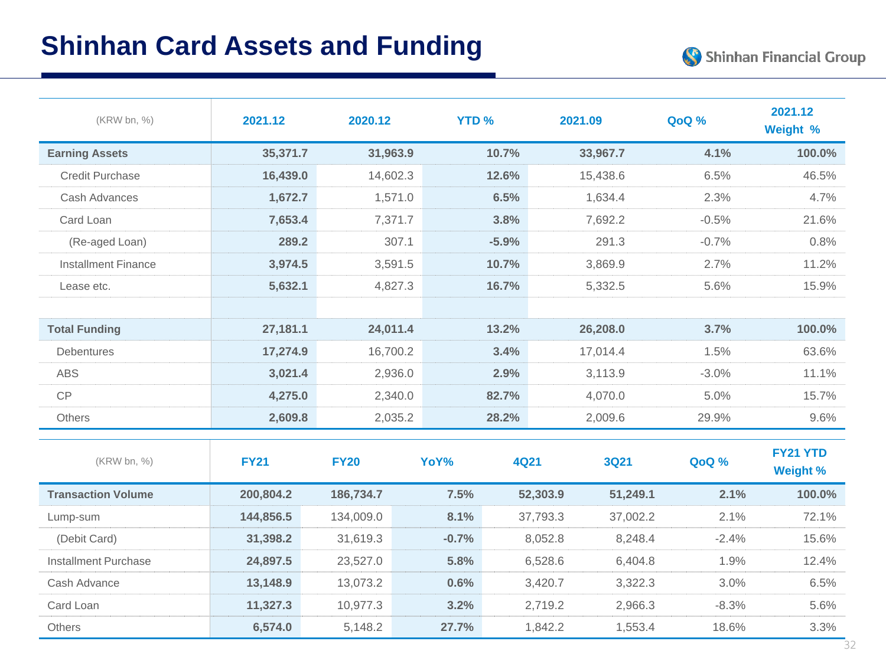# Shinhan Card Assets and Funding

| (KRW bn, %) | 2021.12 | 2020.12 | YTD % | 2021.09 | QoQ % | 2021.12 Weight % |
|---|---|---|---|---|---|---|
| **Earning Assets** | **35,371.7** | **31,963.9** | **10.7%** | **33,967.7** | **4.1%** | **100.0%** |
| Credit Purchase | **16,439.0** | 14,602.3 | **12.6%** | 15,438.6 | 6.5% | 46.5% |
| Cash Advances | **1,672.7** | 1,571.0 | **6.5%** | 1,634.4 | 2.3% | 4.7% |
| Card Loan | **7,653.4** | 7,371.7 | **3.8%** | 7,692.2 | -0.5% | 21.6% |
| (Re-aged Loan) | **289.2** | 307.1 | **-5.9%** | 291.3 | -0.7% | 0.8% |
| Installment Finance | **3,974.5** | 3,591.5 | **10.7%** | 3,869.9 | 2.7% | 11.2% |
| Lease etc. | **5,632.1** | 4,827.3 | **16.7%** | 5,332.5 | 5.6% | 15.9% |
| | | | | | | |
| **Total Funding** | **27,181.1** | **24,011.4** | **13.2%** | **26,208.0** | **3.7%** | **100.0%** |
| Debentures | **17,274.9** | 16,700.2 | **3.4%** | 17,014.4 | 1.5% | 63.6% |
| ABS | **3,021.4** | 2,936.0 | **2.9%** | 3,113.9 | -3.0% | 11.1% |
| CP | **4,275.0** | 2,340.0 | **82.7%** | 4,070.0 | 5.0% | 15.7% |
| Others | **2,609.8** | 2,035.2 | **28.2%** | 2,009.6 | 29.9% | 9.6% |

| (KRW bn, %) | FY21 | FY20 | YoY% | 4Q21 | 3Q21 | QoQ % | FY21 YTD Weight % |
|---|---|---|---|---|---|---|---|
| **Transaction Volume** | **200,804.2** | **186,734.7** | **7.5%** | **52,303.9** | **51,249.1** | **2.1%** | **100.0%** |
| Lump-sum | **144,856.5** | 134,009.0 | **8.1%** | 37,793.3 | 37,002.2 | 2.1% | 72.1% |
| (Debit Card) | **31,398.2** | 31,619.3 | **-0.7%** | 8,052.8 | 8,248.4 | -2.4% | 15.6% |
| Installment Purchase | **24,897.5** | 23,527.0 | **5.8%** | 6,528.6 | 6,404.8 | 1.9% | 12.4% |
| Cash Advance | **13,148.9** | 13,073.2 | **0.6%** | 3,420.7 | 3,322.3 | 3.0% | 6.5% |
| Card Loan | **11,327.3** | 10,977.3 | **3.2%** | 2,719.2 | 2,966.3 | -8.3% | 5.6% |
| Others | **6,574.0** | 5,148.2 | **27.7%** | 1,842.2 | 1,553.4 | 18.6% | 3.3% |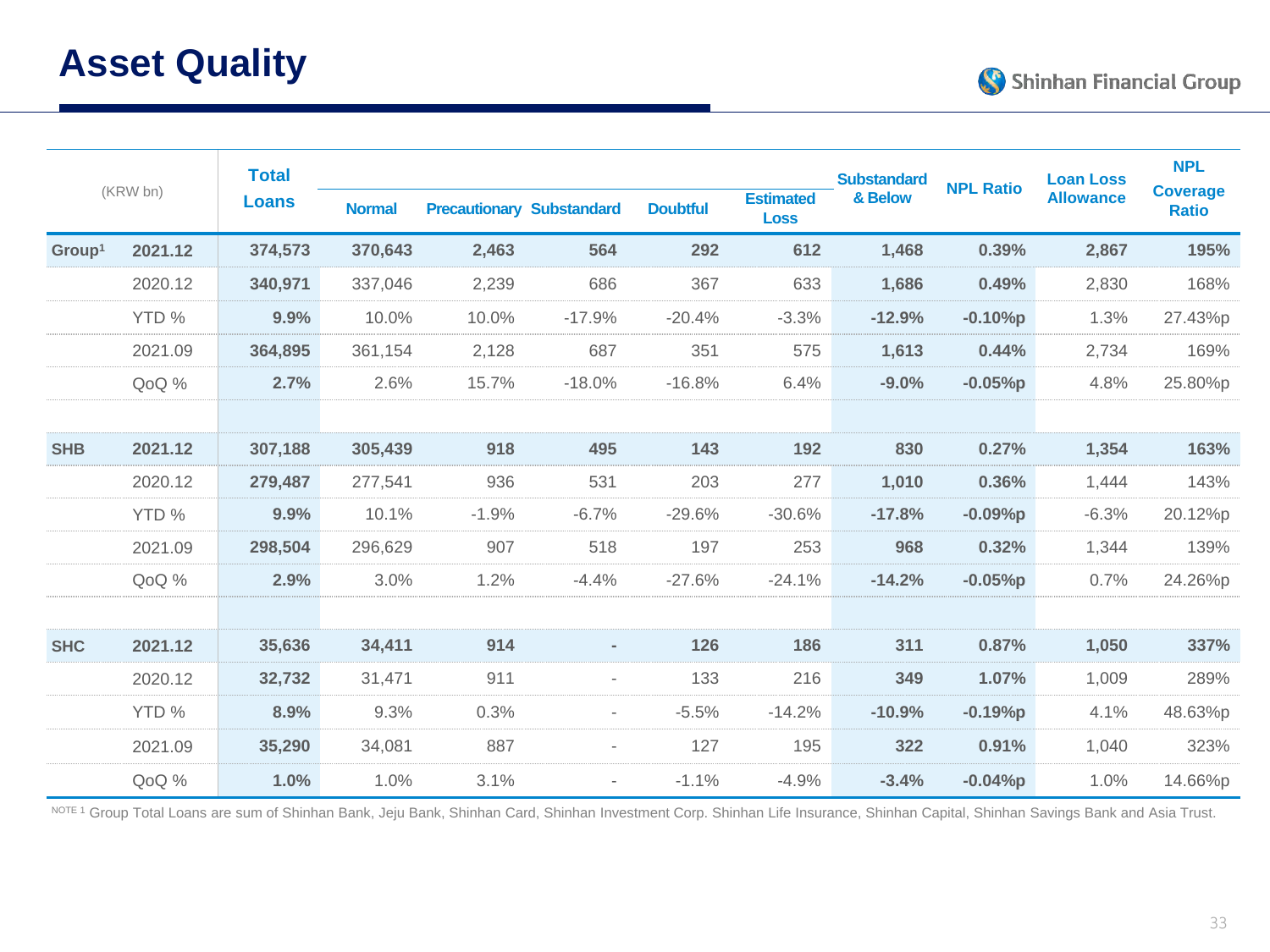# Asset Quality

| (KRW bn) | | Total Loans | Normal | Precautionary | Substandard | Doubtful | Estimated Loss | Substandard & Below | NPL Ratio | Loan Loss Allowance | NPL Coverage Ratio |
|---|---|---|---|---|---|---|---|---|---|---|---|
| Group[1] | 2021.12 | 374,573 | 370,643 | 2,463 | 564 | 292 | 612 | 1,468 | 0.39% | 2,867 | 195% |
| | 2020.12 | 340,971 | 337,046 | 2,239 | 686 | 367 | 633 | 1,686 | 0.49% | 2,830 | 168% |
| | YTD % | 9.9% | 10.0% | 10.0% | -17.9% | -20.4% | -3.3% | -12.9% | -0.10%p | 1.3% | 27.43%p |
| | 2021.09 | 364,895 | 361,154 | 2,128 | 687 | 351 | 575 | 1,613 | 0.44% | 2,734 | 169% |
| | QoQ % | 2.7% | 2.6% | 15.7% | -18.0% | -16.8% | 6.4% | -9.0% | -0.05%p | 4.8% | 25.80%p |
| SHB | 2021.12 | 307,188 | 305,439 | 918 | 495 | 143 | 192 | 830 | 0.27% | 1,354 | 163% |
| | 2020.12 | 279,487 | 277,541 | 936 | 531 | 203 | 277 | 1,010 | 0.36% | 1,444 | 143% |
| | YTD % | 9.9% | 10.1% | -1.9% | -6.7% | -29.6% | -30.6% | -17.8% | -0.09%p | -6.3% | 20.12%p |
| | 2021.09 | 298,504 | 296,629 | 907 | 518 | 197 | 253 | 968 | 0.32% | 1,344 | 139% |
| | QoQ % | 2.9% | 3.0% | 1.2% | -4.4% | -27.6% | -24.1% | -14.2% | -0.05%p | 0.7% | 24.26%p |
| SHC | 2021.12 | 35,636 | 34,411 | 914 | - | 126 | 186 | 311 | 0.87% | 1,050 | 337% |
| | 2020.12 | 32,732 | 31,471 | 911 | - | 133 | 216 | 349 | 1.07% | 1,009 | 289% |
| | YTD % | 8.9% | 9.3% | 0.3% | - | -5.5% | -14.2% | -10.9% | -0.19%p | 4.1% | 48.63%p |
| | 2021.09 | 35,290 | 34,081 | 887 | - | 127 | 195 | 322 | 0.91% | 1,040 | 323% |
| | QoQ % | 1.0% | 1.0% | 3.1% | - | -1.1% | -4.9% | -3.4% | -0.04%p | 1.0% | 14.66%p |

NOTE 1 Group Total Loans are sum of Shinhan Bank, Jeju Bank, Shinhan Card, Shinhan Investment Corp. Shinhan Life Insurance, Shinhan Capital, Shinhan Savings Bank and Asia Trust.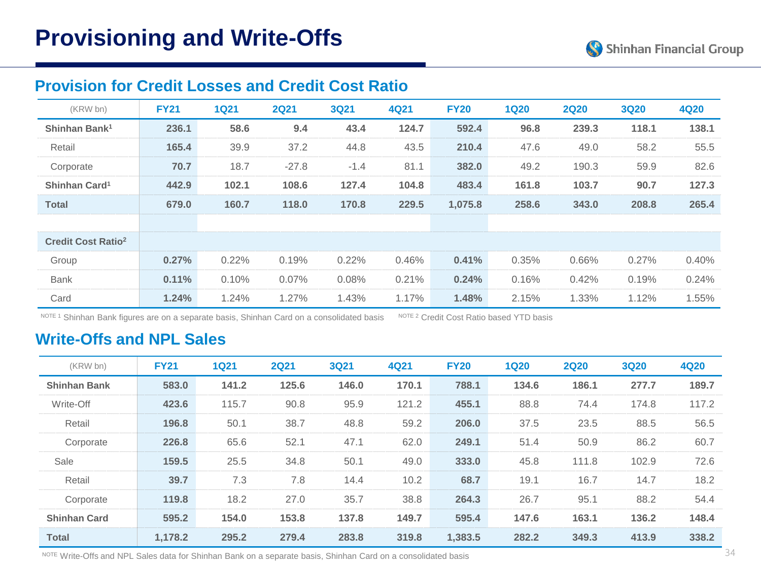# Provisioning and Write-Offs

## Provision for Credit Losses and Credit Cost Ratio

| (KRW bn) | FY21 | 1Q21 | 2Q21 | 3Q21 | 4Q21 | FY20 | 1Q20 | 2Q20 | 3Q20 | 4Q20 |
|---|---|---|---|---|---|---|---|---|---|---|
| **Shinhan Bank[1]** | **236.1** | **58.6** | **9.4** | **43.4** | **124.7** | **592.4** | **96.8** | **239.3** | **118.1** | **138.1** |
| Retail | **165.4** | 39.9 | 37.2 | 44.8 | 43.5 | **210.4** | 47.6 | 49.0 | 58.2 | 55.5 |
| Corporate | **70.7** | 18.7 | -27.8 | -1.4 | 81.1 | **382.0** | 49.2 | 190.3 | 59.9 | 82.6 |
| **Shinhan Card[1]** | **442.9** | **102.1** | **108.6** | **127.4** | **104.8** | **483.4** | **161.8** | **103.7** | **90.7** | **127.3** |
| **Total** | **679.0** | **160.7** | **118.0** | **170.8** | **229.5** | **1,075.8** | **258.6** | **343.0** | **208.8** | **265.4** |
| | | | | | | | | | | |
| **Credit Cost Ratio[2]** | | | | | | | | | | |
| Group | **0.27%** | 0.22% | 0.19% | 0.22% | 0.46% | **0.41%** | 0.35% | 0.66% | 0.27% | 0.40% |
| Bank | **0.11%** | 0.10% | 0.07% | 0.08% | 0.21% | **0.24%** | 0.16% | 0.42% | 0.19% | 0.24% |
| Card | **1.24%** | 1.24% | 1.27% | 1.43% | 1.17% | **1.48%** | 2.15% | 1.33% | 1.12% | 1.55% |

NOTE 1 Shinhan Bank figures are on a separate basis, Shinhan Card on a consolidated basis NOTE 2 Credit Cost Ratio based YTD basis

## Write-Offs and NPL Sales

| (KRW bn) | FY21 | 1Q21 | 2Q21 | 3Q21 | 4Q21 | FY20 | 1Q20 | 2Q20 | 3Q20 | 4Q20 |
|---|---|---|---|---|---|---|---|---|---|---|
| **Shinhan Bank** | **583.0** | **141.2** | **125.6** | **146.0** | **170.1** | **788.1** | **134.6** | **186.1** | **277.7** | **189.7** |
| Write-Off | **423.6** | 115.7 | 90.8 | 95.9 | 121.2 | **455.1** | 88.8 | 74.4 | 174.8 | 117.2 |
| Retail | **196.8** | 50.1 | 38.7 | 48.8 | 59.2 | **206.0** | 37.5 | 23.5 | 88.5 | 56.5 |
| Corporate | **226.8** | 65.6 | 52.1 | 47.1 | 62.0 | **249.1** | 51.4 | 50.9 | 86.2 | 60.7 |
| Sale | **159.5** | 25.5 | 34.8 | 50.1 | 49.0 | **333.0** | 45.8 | 111.8 | 102.9 | 72.6 |
| Retail | **39.7** | 7.3 | 7.8 | 14.4 | 10.2 | **68.7** | 19.1 | 16.7 | 14.7 | 18.2 |
| Corporate | **119.8** | 18.2 | 27.0 | 35.7 | 38.8 | **264.3** | 26.7 | 95.1 | 88.2 | 54.4 |
| **Shinhan Card** | **595.2** | **154.0** | **153.8** | **137.8** | **149.7** | **595.4** | **147.6** | **163.1** | **136.2** | **148.4** |
| **Total** | **1,178.2** | **295.2** | **279.4** | **283.8** | **319.8** | **1,383.5** | **282.2** | **349.3** | **413.9** | **338.2** |

NOTE Write-Offs and NPL Sales data for Shinhan Bank on a separate basis, Shinhan Card on a consolidated basis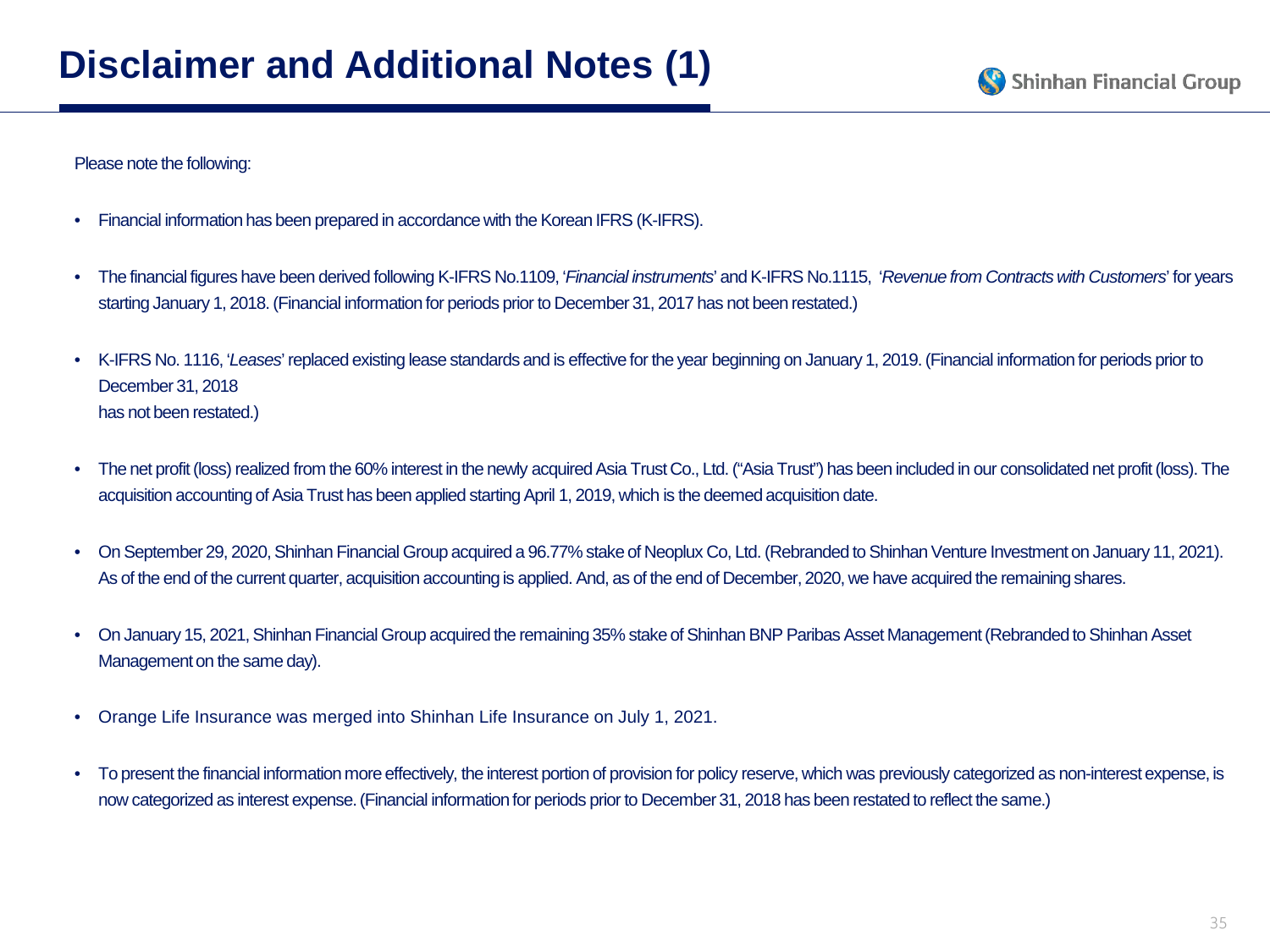# Disclaimer and Additional Notes (1)

Please note the following:

- Financial information has been prepared in accordance with the Korean IFRS (K-IFRS).
- The financial figures have been derived following K-IFRS No.1109, '*Financial instruments*' and K-IFRS No.1115, '*Revenue from Contracts with Customers*' for years starting January 1, 2018. (Financial information for periods prior to December 31, 2017 has not been restated.)
- K-IFRS No. 1116, '*Leases*' replaced existing lease standards and is effective for the year beginning on January 1, 2019. (Financial information for periods prior to December 31, 2018 has not been restated.)
- The net profit (loss) realized from the 60% interest in the newly acquired Asia Trust Co., Ltd. ("Asia Trust") has been included in our consolidated net profit (loss). The acquisition accounting of Asia Trust has been applied starting April 1, 2019, which is the deemed acquisition date.
- On September 29, 2020, Shinhan Financial Group acquired a 96.77% stake of Neoplux Co, Ltd. (Rebranded to Shinhan Venture Investment on January 11, 2021). As of the end of the current quarter, acquisition accounting is applied. And, as of the end of December, 2020, we have acquired the remaining shares.
- On January 15, 2021, Shinhan Financial Group acquired the remaining 35% stake of Shinhan BNP Paribas Asset Management (Rebranded to Shinhan Asset Management on the same day).
- Orange Life Insurance was merged into Shinhan Life Insurance on July 1, 2021.
- To present the financial information more effectively, the interest portion of provision for policy reserve, which was previously categorized as non-interest expense, is now categorized as interest expense. (Financial information for periods prior to December 31, 2018 has been restated to reflect the same.)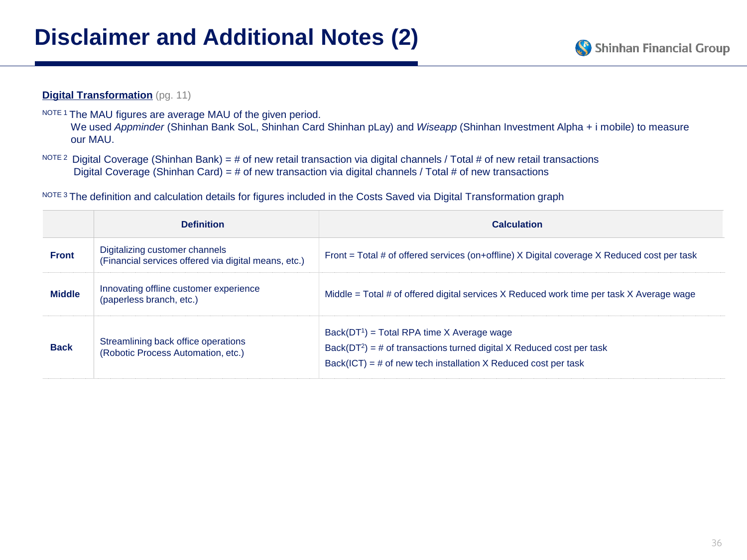# Disclaimer and Additional Notes (2)

**Digital Transformation** (pg. 11)

NOTE 1 The MAU figures are average MAU of the given period.
We used *Appminder* (Shinhan Bank SoL, Shinhan Card Shinhan pLay) and *Wiseapp* (Shinhan Investment Alpha + i mobile) to measure our MAU.

NOTE 2 Digital Coverage (Shinhan Bank) = # of new retail transaction via digital channels / Total # of new retail transactions
Digital Coverage (Shinhan Card) = # of new transaction via digital channels / Total # of new transactions

NOTE 3 The definition and calculation details for figures included in the Costs Saved via Digital Transformation graph

| | Definition | Calculation |
|---|---|---|
| **Front** | Digitalizing customer channels (Financial services offered via digital means, etc.) | Front = Total # of offered services (on+offline) X Digital coverage X Reduced cost per task |
| **Middle** | Innovating offline customer experience (paperless branch, etc.) | Middle = Total # of offered digital services X Reduced work time per task X Average wage |
| **Back** | Streamlining back office operations (Robotic Process Automation, etc.) | Back($DT^1$) = Total RPA time X Average wage<br>Back($DT^2$) = # of transactions turned digital X Reduced cost per task<br>Back(ICT) = # of new tech installation X Reduced cost per task |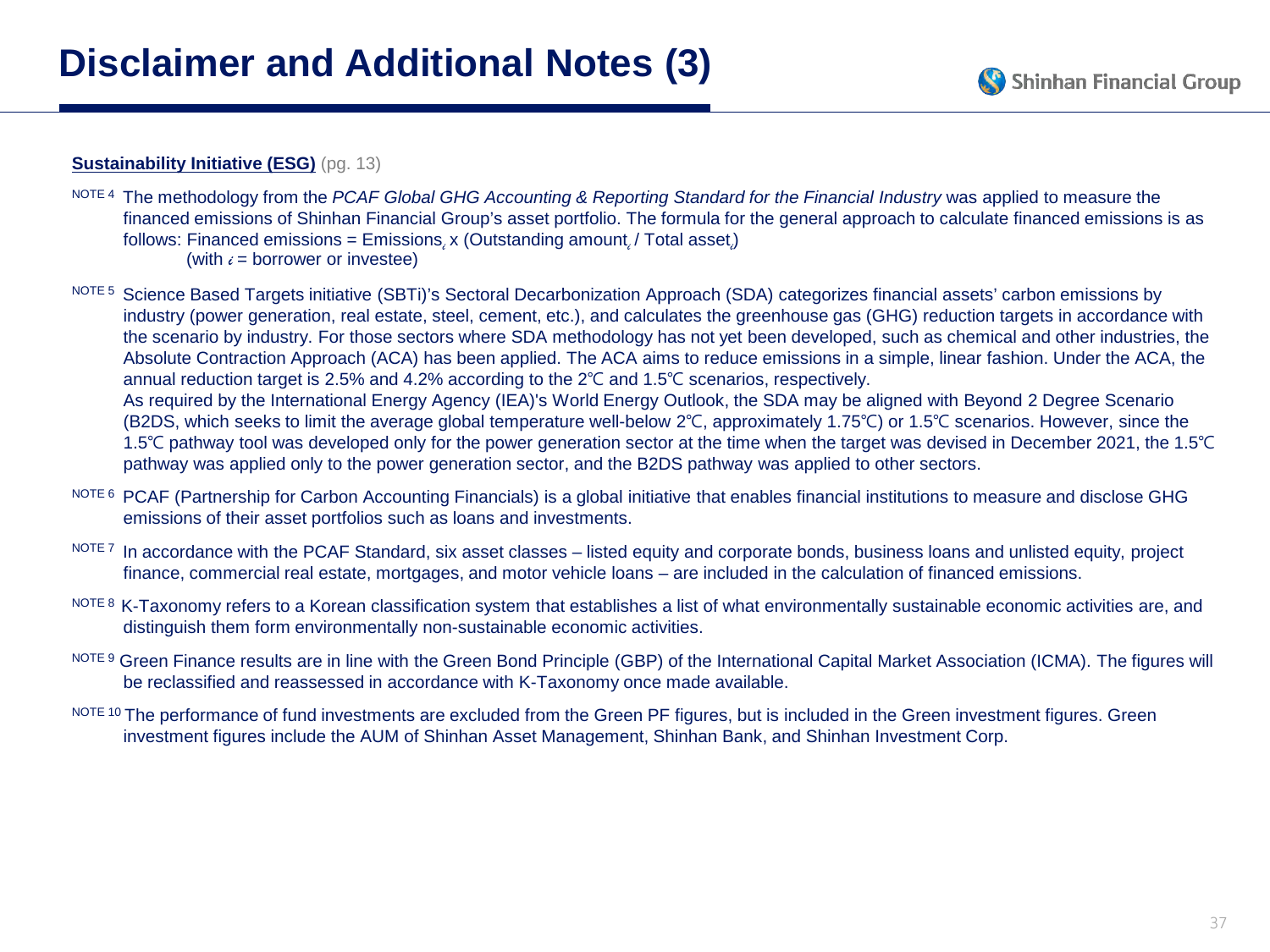# Disclaimer and Additional Notes (3)

**Sustainability Initiative (ESG)** (pg. 13)

NOTE 4 The methodology from the *PCAF Global GHG Accounting & Reporting Standard for the Financial Industry* was applied to measure the financed emissions of Shinhan Financial Group's asset portfolio. The formula for the general approach to calculate financed emissions is as follows: Financed emissions = $Emissions_i$ x (Outstanding $amount_i$ / Total $asset_i$)
(with $i$ = borrower or investee)

NOTE 5 Science Based Targets initiative (SBTi)'s Sectoral Decarbonization Approach (SDA) categorizes financial assets' carbon emissions by industry (power generation, real estate, steel, cement, etc.), and calculates the greenhouse gas (GHG) reduction targets in accordance with the scenario by industry. For those sectors where SDA methodology has not yet been developed, such as chemical and other industries, the Absolute Contraction Approach (ACA) has been applied. The ACA aims to reduce emissions in a simple, linear fashion. Under the ACA, the annual reduction target is 2.5% and 4.2% according to the 2℃ and 1.5℃ scenarios, respectively.
As required by the International Energy Agency (IEA)'s World Energy Outlook, the SDA may be aligned with Beyond 2 Degree Scenario (B2DS, which seeks to limit the average global temperature well-below 2℃, approximately 1.75℃) or 1.5℃ scenarios. However, since the 1.5℃ pathway tool was developed only for the power generation sector at the time when the target was devised in December 2021, the 1.5℃ pathway was applied only to the power generation sector, and the B2DS pathway was applied to other sectors.

NOTE 6 PCAF (Partnership for Carbon Accounting Financials) is a global initiative that enables financial institutions to measure and disclose GHG emissions of their asset portfolios such as loans and investments.

NOTE 7 In accordance with the PCAF Standard, six asset classes – listed equity and corporate bonds, business loans and unlisted equity, project finance, commercial real estate, mortgages, and motor vehicle loans – are included in the calculation of financed emissions.

NOTE 8 K-Taxonomy refers to a Korean classification system that establishes a list of what environmentally sustainable economic activities are, and distinguish them form environmentally non-sustainable economic activities.

NOTE 9 Green Finance results are in line with the Green Bond Principle (GBP) of the International Capital Market Association (ICMA). The figures will be reclassified and reassessed in accordance with K-Taxonomy once made available.

NOTE 10 The performance of fund investments are excluded from the Green PF figures, but is included in the Green investment figures. Green investment figures include the AUM of Shinhan Asset Management, Shinhan Bank, and Shinhan Investment Corp.